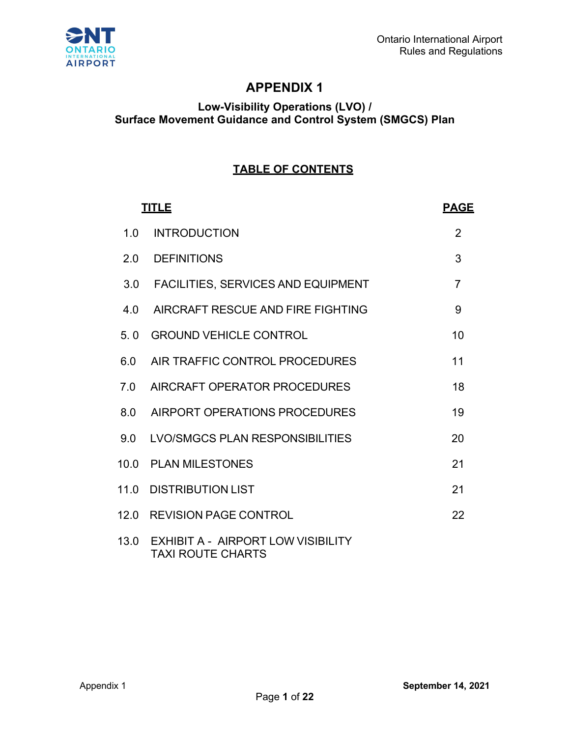# APPENDIX 1

## Low-Visibility Operations (LVO) / Surface Movement Guidance and Control System (SMGCS) Plan

### TABLE OF CONTENTS

| TITLE | | PAGE |
|---|---|---|
| 1.0 | INTRODUCTION | 2 |
| 2.0 | DEFINITIONS | 3 |
| 3.0 | FACILITIES, SERVICES AND EQUIPMENT | 7 |
| 4.0 | AIRCRAFT RESCUE AND FIRE FIGHTING | 9 |
| 5. 0 | GROUND VEHICLE CONTROL | 10 |
| 6.0 | AIR TRAFFIC CONTROL PROCEDURES | 11 |
| 7.0 | AIRCRAFT OPERATOR PROCEDURES | 18 |
| 8.0 | AIRPORT OPERATIONS PROCEDURES | 19 |
| 9.0 | LVO/SMGCS PLAN RESPONSIBILITIES | 20 |
| 10.0 | PLAN MILESTONES | 21 |
| 11.0 | DISTRIBUTION LIST | 21 |
| 12.0 | REVISION PAGE CONTROL | 22 |
| 13.0 | EXHIBIT A - AIRPORT LOW VISIBILITY TAXI ROUTE CHARTS | |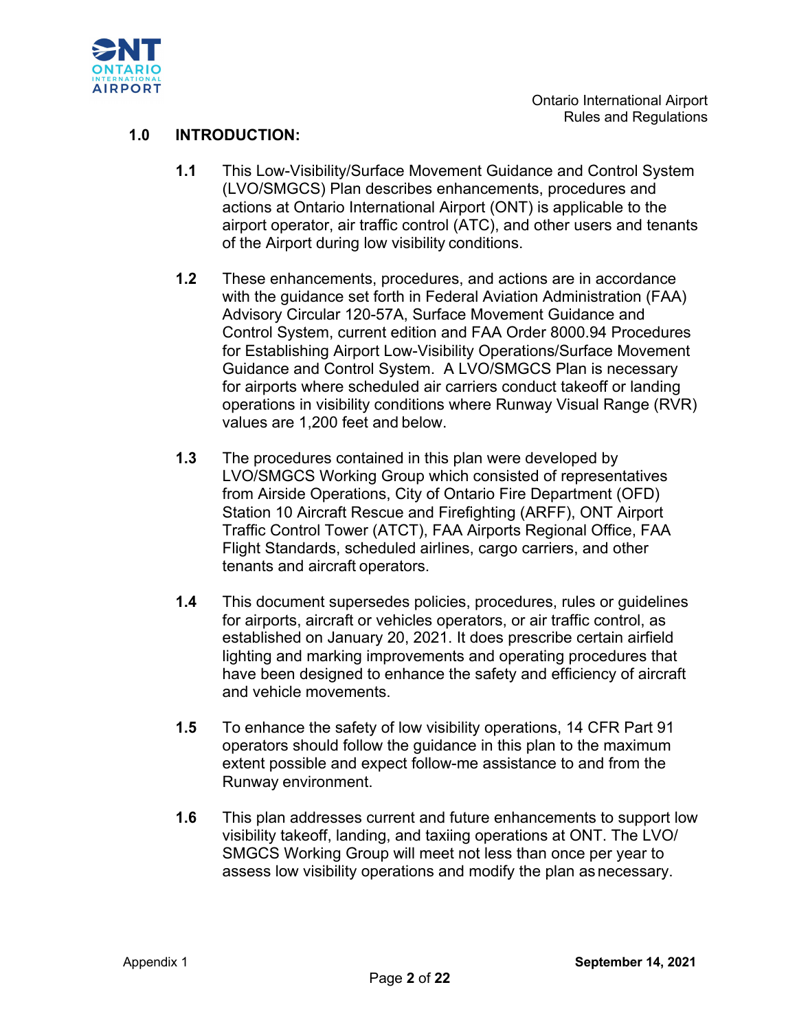## 1.0 INTRODUCTION:

**1.1** This Low-Visibility/Surface Movement Guidance and Control System (LVO/SMGCS) Plan describes enhancements, procedures and actions at Ontario International Airport (ONT) is applicable to the airport operator, air traffic control (ATC), and other users and tenants of the Airport during low visibility conditions.

**1.2** These enhancements, procedures, and actions are in accordance with the guidance set forth in Federal Aviation Administration (FAA) Advisory Circular 120-57A, Surface Movement Guidance and Control System, current edition and FAA Order 8000.94 Procedures for Establishing Airport Low-Visibility Operations/Surface Movement Guidance and Control System. A LVO/SMGCS Plan is necessary for airports where scheduled air carriers conduct takeoff or landing operations in visibility conditions where Runway Visual Range (RVR) values are 1,200 feet and below.

**1.3** The procedures contained in this plan were developed by LVO/SMGCS Working Group which consisted of representatives from Airside Operations, City of Ontario Fire Department (OFD) Station 10 Aircraft Rescue and Firefighting (ARFF), ONT Airport Traffic Control Tower (ATCT), FAA Airports Regional Office, FAA Flight Standards, scheduled airlines, cargo carriers, and other tenants and aircraft operators.

**1.4** This document supersedes policies, procedures, rules or guidelines for airports, aircraft or vehicles operators, or air traffic control, as established on January 20, 2021. It does prescribe certain airfield lighting and marking improvements and operating procedures that have been designed to enhance the safety and efficiency of aircraft and vehicle movements.

**1.5** To enhance the safety of low visibility operations, 14 CFR Part 91 operators should follow the guidance in this plan to the maximum extent possible and expect follow-me assistance to and from the Runway environment.

**1.6** This plan addresses current and future enhancements to support low visibility takeoff, landing, and taxiing operations at ONT. The LVO/ SMGCS Working Group will meet not less than once per year to assess low visibility operations and modify the plan as necessary.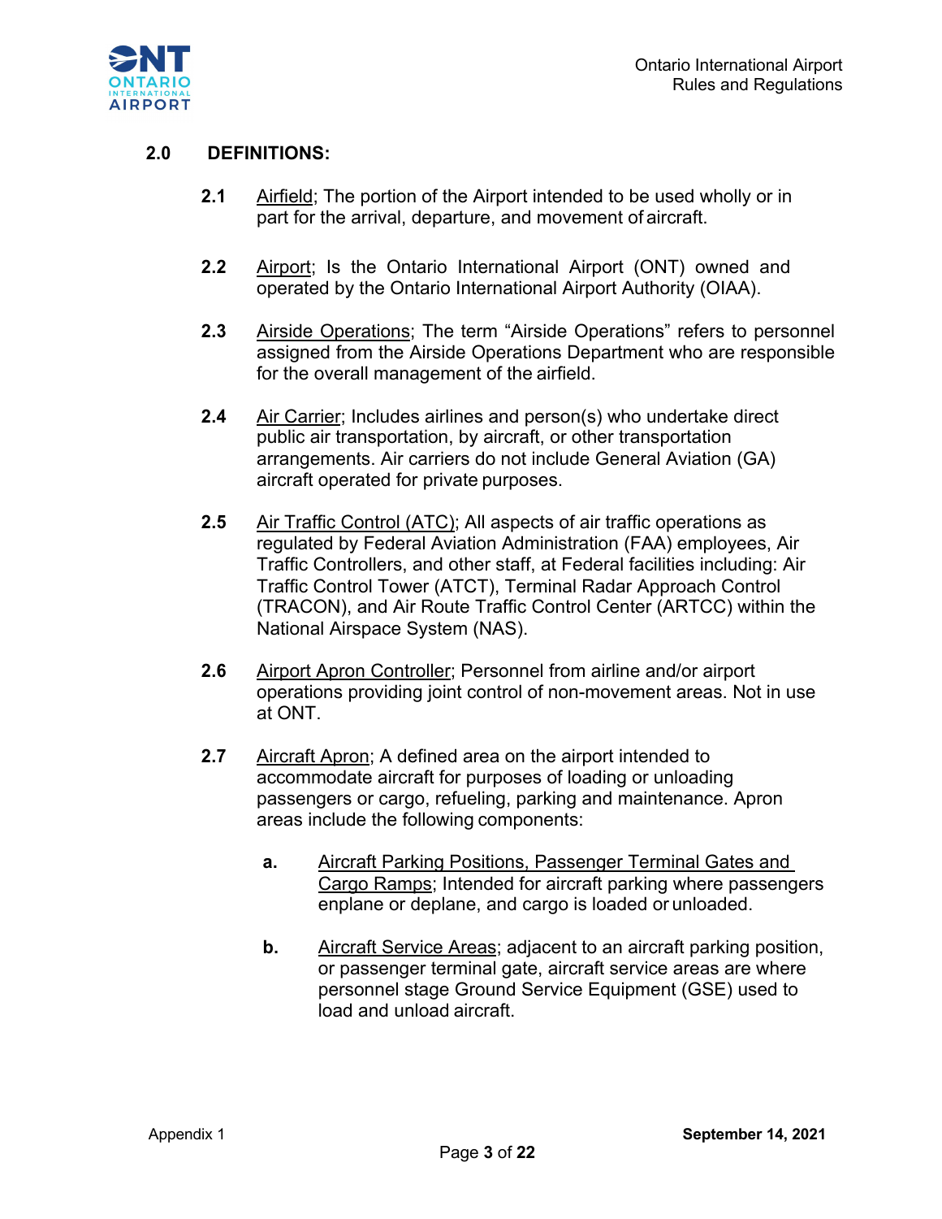## 2.0 DEFINITIONS:

**2.1** Airfield; The portion of the Airport intended to be used wholly or in part for the arrival, departure, and movement of aircraft.

**2.2** Airport; Is the Ontario International Airport (ONT) owned and operated by the Ontario International Airport Authority (OIAA).

**2.3** Airside Operations; The term "Airside Operations" refers to personnel assigned from the Airside Operations Department who are responsible for the overall management of the airfield.

**2.4** Air Carrier; Includes airlines and person(s) who undertake direct public air transportation, by aircraft, or other transportation arrangements. Air carriers do not include General Aviation (GA) aircraft operated for private purposes.

**2.5** Air Traffic Control (ATC); All aspects of air traffic operations as regulated by Federal Aviation Administration (FAA) employees, Air Traffic Controllers, and other staff, at Federal facilities including: Air Traffic Control Tower (ATCT), Terminal Radar Approach Control (TRACON), and Air Route Traffic Control Center (ARTCC) within the National Airspace System (NAS).

**2.6** Airport Apron Controller; Personnel from airline and/or airport operations providing joint control of non-movement areas. Not in use at ONT.

**2.7** Aircraft Apron; A defined area on the airport intended to accommodate aircraft for purposes of loading or unloading passengers or cargo, refueling, parking and maintenance. Apron areas include the following components:

- **a.** Aircraft Parking Positions, Passenger Terminal Gates and Cargo Ramps; Intended for aircraft parking where passengers enplane or deplane, and cargo is loaded or unloaded.

- **b.** Aircraft Service Areas; adjacent to an aircraft parking position, or passenger terminal gate, aircraft service areas are where personnel stage Ground Service Equipment (GSE) used to load and unload aircraft.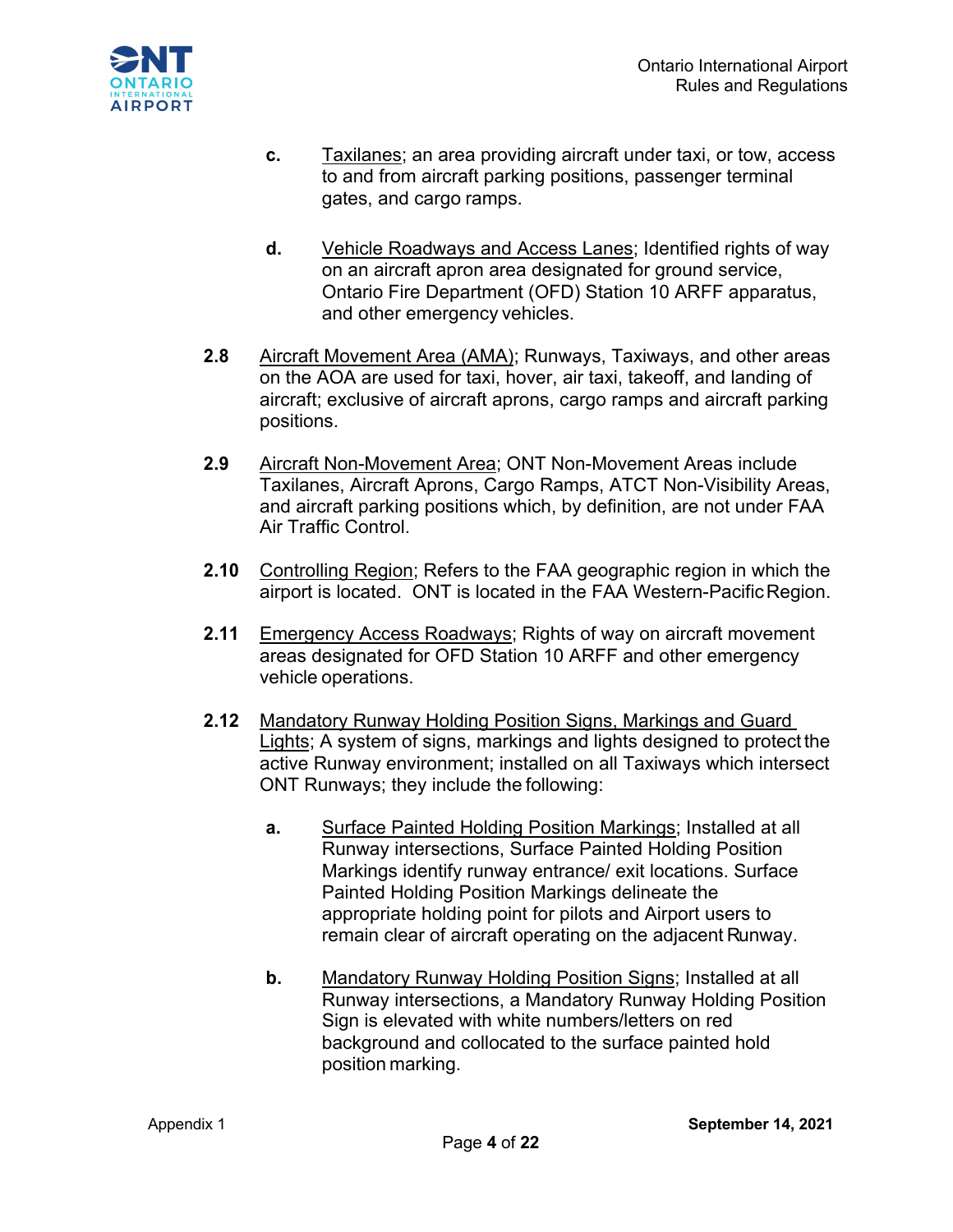**c.** Taxilanes; an area providing aircraft under taxi, or tow, access to and from aircraft parking positions, passenger terminal gates, and cargo ramps.

**d.** Vehicle Roadways and Access Lanes; Identified rights of way on an aircraft apron area designated for ground service, Ontario Fire Department (OFD) Station 10 ARFF apparatus, and other emergency vehicles.

**2.8** Aircraft Movement Area (AMA); Runways, Taxiways, and other areas on the AOA are used for taxi, hover, air taxi, takeoff, and landing of aircraft; exclusive of aircraft aprons, cargo ramps and aircraft parking positions.

**2.9** Aircraft Non-Movement Area; ONT Non-Movement Areas include Taxilanes, Aircraft Aprons, Cargo Ramps, ATCT Non-Visibility Areas, and aircraft parking positions which, by definition, are not under FAA Air Traffic Control.

**2.10** Controlling Region; Refers to the FAA geographic region in which the airport is located. ONT is located in the FAA Western-Pacific Region.

**2.11** Emergency Access Roadways; Rights of way on aircraft movement areas designated for OFD Station 10 ARFF and other emergency vehicle operations.

**2.12** Mandatory Runway Holding Position Signs, Markings and Guard Lights; A system of signs, markings and lights designed to protect the active Runway environment; installed on all Taxiways which intersect ONT Runways; they include the following:

**a.** Surface Painted Holding Position Markings; Installed at all Runway intersections, Surface Painted Holding Position Markings identify runway entrance/ exit locations. Surface Painted Holding Position Markings delineate the appropriate holding point for pilots and Airport users to remain clear of aircraft operating on the adjacent Runway.

**b.** Mandatory Runway Holding Position Signs; Installed at all Runway intersections, a Mandatory Runway Holding Position Sign is elevated with white numbers/letters on red background and collocated to the surface painted hold position marking.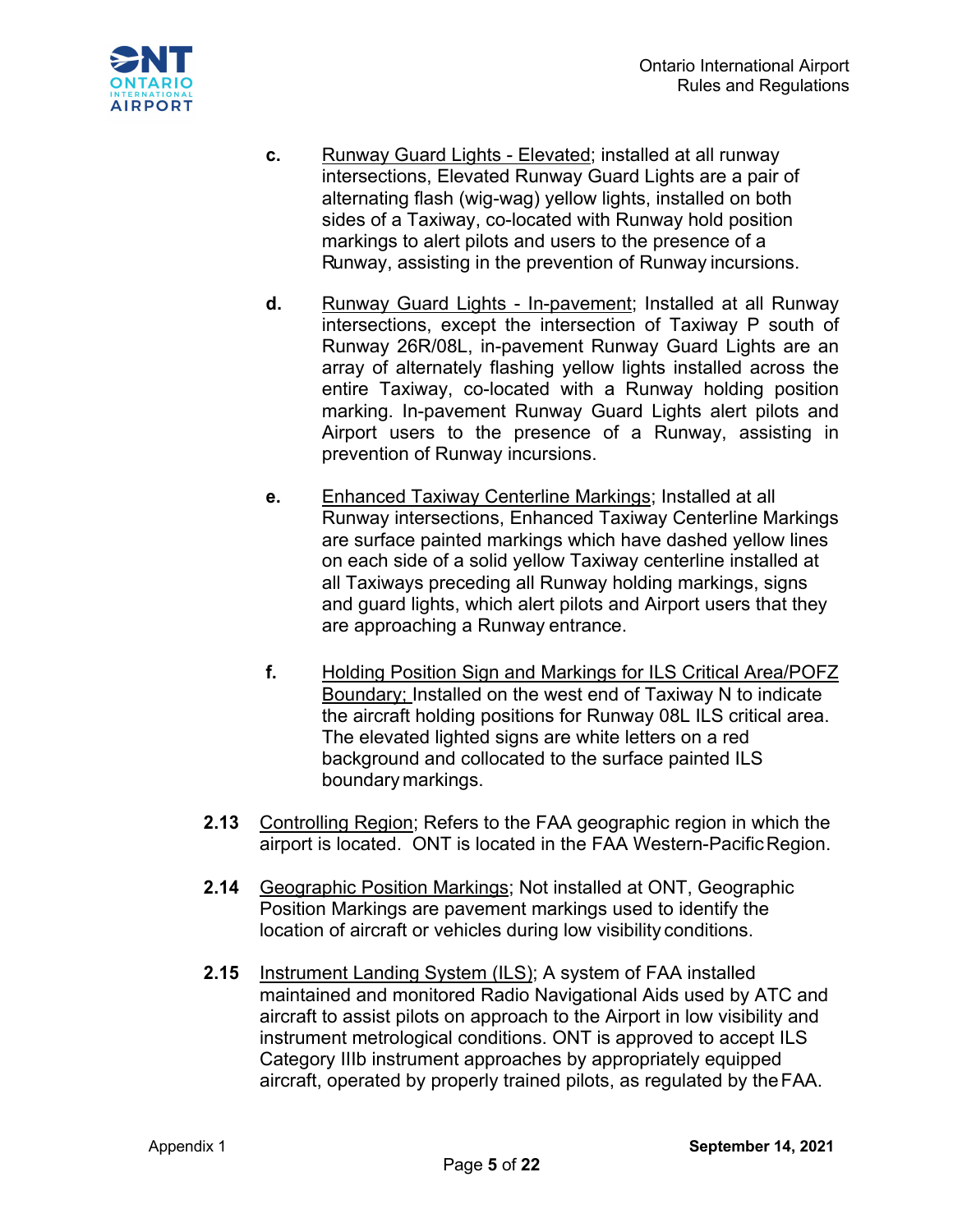**c.** Runway Guard Lights - Elevated; installed at all runway intersections, Elevated Runway Guard Lights are a pair of alternating flash (wig-wag) yellow lights, installed on both sides of a Taxiway, co-located with Runway hold position markings to alert pilots and users to the presence of a Runway, assisting in the prevention of Runway incursions.

**d.** Runway Guard Lights - In-pavement; Installed at all Runway intersections, except the intersection of Taxiway P south of Runway 26R/08L, in-pavement Runway Guard Lights are an array of alternately flashing yellow lights installed across the entire Taxiway, co-located with a Runway holding position marking. In-pavement Runway Guard Lights alert pilots and Airport users to the presence of a Runway, assisting in prevention of Runway incursions.

**e.** Enhanced Taxiway Centerline Markings; Installed at all Runway intersections, Enhanced Taxiway Centerline Markings are surface painted markings which have dashed yellow lines on each side of a solid yellow Taxiway centerline installed at all Taxiways preceding all Runway holding markings, signs and guard lights, which alert pilots and Airport users that they are approaching a Runway entrance.

**f.** Holding Position Sign and Markings for ILS Critical Area/POFZ Boundary; Installed on the west end of Taxiway N to indicate the aircraft holding positions for Runway 08L ILS critical area. The elevated lighted signs are white letters on a red background and collocated to the surface painted ILS boundary markings.

**2.13** Controlling Region; Refers to the FAA geographic region in which the airport is located. ONT is located in the FAA Western-Pacific Region.

**2.14** Geographic Position Markings; Not installed at ONT, Geographic Position Markings are pavement markings used to identify the location of aircraft or vehicles during low visibility conditions.

**2.15** Instrument Landing System (ILS); A system of FAA installed maintained and monitored Radio Navigational Aids used by ATC and aircraft to assist pilots on approach to the Airport in low visibility and instrument metrological conditions. ONT is approved to accept ILS Category IIIb instrument approaches by appropriately equipped aircraft, operated by properly trained pilots, as regulated by the FAA.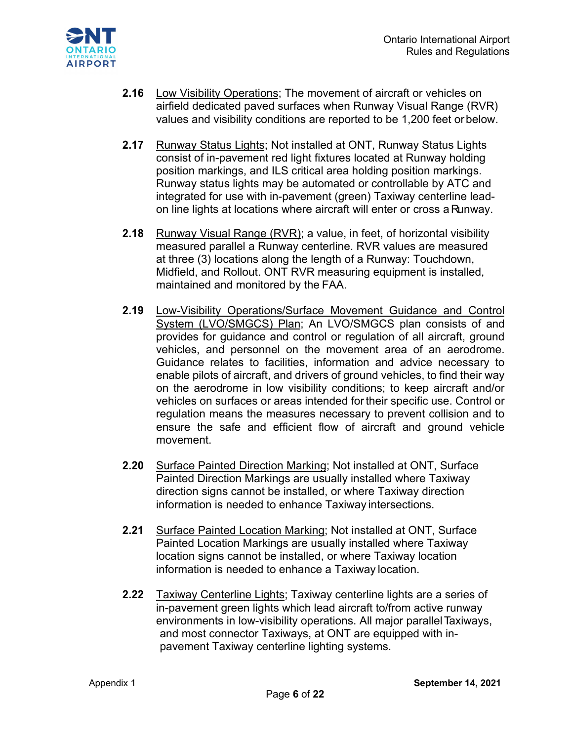**2.16** Low Visibility Operations; The movement of aircraft or vehicles on airfield dedicated paved surfaces when Runway Visual Range (RVR) values and visibility conditions are reported to be 1,200 feet or below.

**2.17** Runway Status Lights; Not installed at ONT, Runway Status Lights consist of in-pavement red light fixtures located at Runway holding position markings, and ILS critical area holding position markings. Runway status lights may be automated or controllable by ATC and integrated for use with in-pavement (green) Taxiway centerline lead-on line lights at locations where aircraft will enter or cross a Runway.

**2.18** Runway Visual Range (RVR); a value, in feet, of horizontal visibility measured parallel a Runway centerline. RVR values are measured at three (3) locations along the length of a Runway: Touchdown, Midfield, and Rollout. ONT RVR measuring equipment is installed, maintained and monitored by the FAA.

**2.19** Low-Visibility Operations/Surface Movement Guidance and Control System (LVO/SMGCS) Plan; An LVO/SMGCS plan consists of and provides for guidance and control or regulation of all aircraft, ground vehicles, and personnel on the movement area of an aerodrome. Guidance relates to facilities, information and advice necessary to enable pilots of aircraft, and drivers of ground vehicles, to find their way on the aerodrome in low visibility conditions; to keep aircraft and/or vehicles on surfaces or areas intended for their specific use. Control or regulation means the measures necessary to prevent collision and to ensure the safe and efficient flow of aircraft and ground vehicle movement.

**2.20** Surface Painted Direction Marking; Not installed at ONT, Surface Painted Direction Markings are usually installed where Taxiway direction signs cannot be installed, or where Taxiway direction information is needed to enhance Taxiway intersections.

**2.21** Surface Painted Location Marking; Not installed at ONT, Surface Painted Location Markings are usually installed where Taxiway location signs cannot be installed, or where Taxiway location information is needed to enhance a Taxiway location.

**2.22** Taxiway Centerline Lights; Taxiway centerline lights are a series of in-pavement green lights which lead aircraft to/from active runway environments in low-visibility operations. All major parallel Taxiways, and most connector Taxiways, at ONT are equipped with in-pavement Taxiway centerline lighting systems.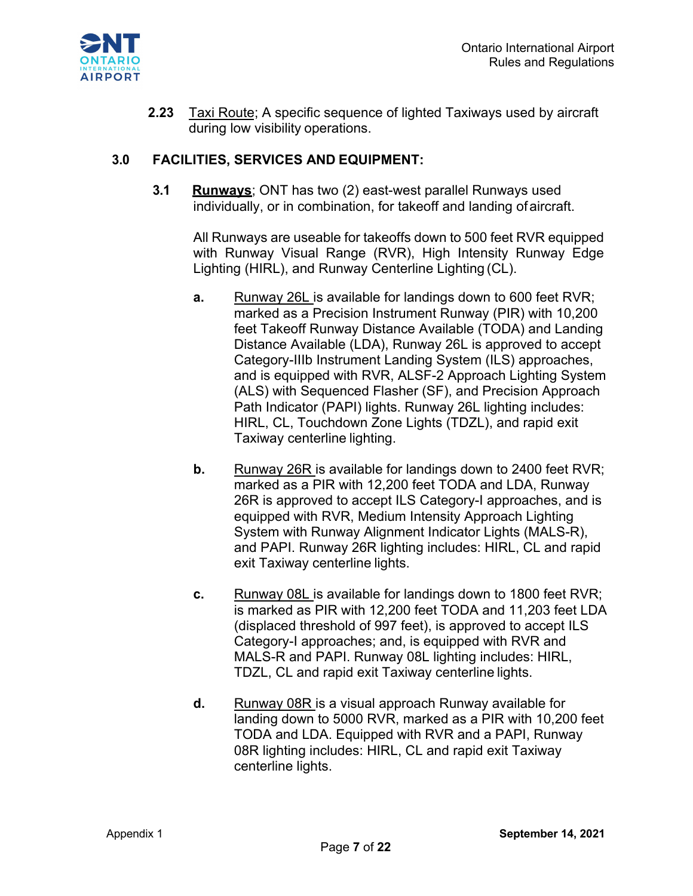**2.23** Taxi Route; A specific sequence of lighted Taxiways used by aircraft during low visibility operations.

## 3.0 FACILITIES, SERVICES AND EQUIPMENT:

**3.1** **Runways**; ONT has two (2) east-west parallel Runways used individually, or in combination, for takeoff and landing of aircraft.

All Runways are useable for takeoffs down to 500 feet RVR equipped with Runway Visual Range (RVR), High Intensity Runway Edge Lighting (HIRL), and Runway Centerline Lighting (CL).

**a.** Runway 26L is available for landings down to 600 feet RVR; marked as a Precision Instrument Runway (PIR) with 10,200 feet Takeoff Runway Distance Available (TODA) and Landing Distance Available (LDA), Runway 26L is approved to accept Category-IIIb Instrument Landing System (ILS) approaches, and is equipped with RVR, ALSF-2 Approach Lighting System (ALS) with Sequenced Flasher (SF), and Precision Approach Path Indicator (PAPI) lights. Runway 26L lighting includes: HIRL, CL, Touchdown Zone Lights (TDZL), and rapid exit Taxiway centerline lighting.

**b.** Runway 26R is available for landings down to 2400 feet RVR; marked as a PIR with 12,200 feet TODA and LDA, Runway 26R is approved to accept ILS Category-I approaches, and is equipped with RVR, Medium Intensity Approach Lighting System with Runway Alignment Indicator Lights (MALS-R), and PAPI. Runway 26R lighting includes: HIRL, CL and rapid exit Taxiway centerline lights.

**c.** Runway 08L is available for landings down to 1800 feet RVR; is marked as PIR with 12,200 feet TODA and 11,203 feet LDA (displaced threshold of 997 feet), is approved to accept ILS Category-I approaches; and, is equipped with RVR and MALS-R and PAPI. Runway 08L lighting includes: HIRL, TDZL, CL and rapid exit Taxiway centerline lights.

**d.** Runway 08R is a visual approach Runway available for landing down to 5000 RVR, marked as a PIR with 10,200 feet TODA and LDA. Equipped with RVR and a PAPI, Runway 08R lighting includes: HIRL, CL and rapid exit Taxiway centerline lights.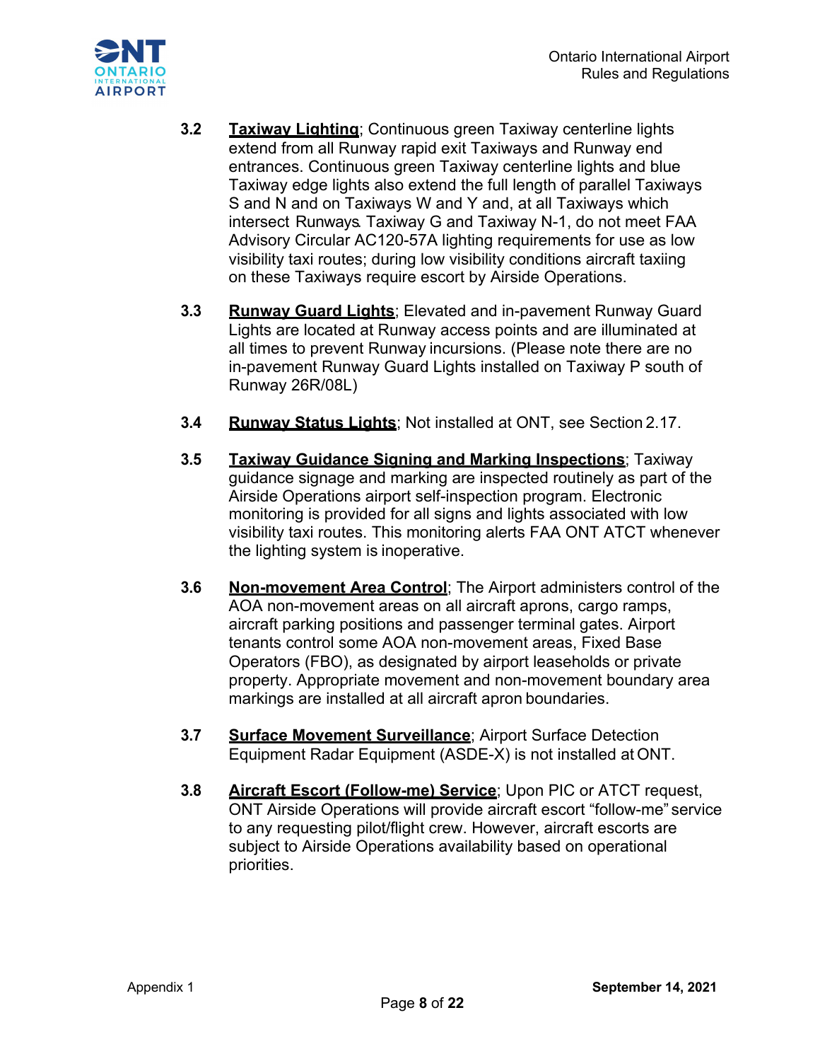**3.2** **Taxiway Lighting**; Continuous green Taxiway centerline lights extend from all Runway rapid exit Taxiways and Runway end entrances. Continuous green Taxiway centerline lights and blue Taxiway edge lights also extend the full length of parallel Taxiways S and N and on Taxiways W and Y and, at all Taxiways which intersect Runways. Taxiway G and Taxiway N-1, do not meet FAA Advisory Circular AC120-57A lighting requirements for use as low visibility taxi routes; during low visibility conditions aircraft taxiing on these Taxiways require escort by Airside Operations.

**3.3** **Runway Guard Lights**; Elevated and in-pavement Runway Guard Lights are located at Runway access points and are illuminated at all times to prevent Runway incursions. (Please note there are no in-pavement Runway Guard Lights installed on Taxiway P south of Runway 26R/08L)

**3.4** **Runway Status Lights**; Not installed at ONT, see Section 2.17.

**3.5** **Taxiway Guidance Signing and Marking Inspections**; Taxiway guidance signage and marking are inspected routinely as part of the Airside Operations airport self-inspection program. Electronic monitoring is provided for all signs and lights associated with low visibility taxi routes. This monitoring alerts FAA ONT ATCT whenever the lighting system is inoperative.

**3.6** **Non-movement Area Control**; The Airport administers control of the AOA non-movement areas on all aircraft aprons, cargo ramps, aircraft parking positions and passenger terminal gates. Airport tenants control some AOA non-movement areas, Fixed Base Operators (FBO), as designated by airport leaseholds or private property. Appropriate movement and non-movement boundary area markings are installed at all aircraft apron boundaries.

**3.7** **Surface Movement Surveillance**; Airport Surface Detection Equipment Radar Equipment (ASDE-X) is not installed at ONT.

**3.8** **Aircraft Escort (Follow-me) Service**; Upon PIC or ATCT request, ONT Airside Operations will provide aircraft escort "follow-me" service to any requesting pilot/flight crew. However, aircraft escorts are subject to Airside Operations availability based on operational priorities.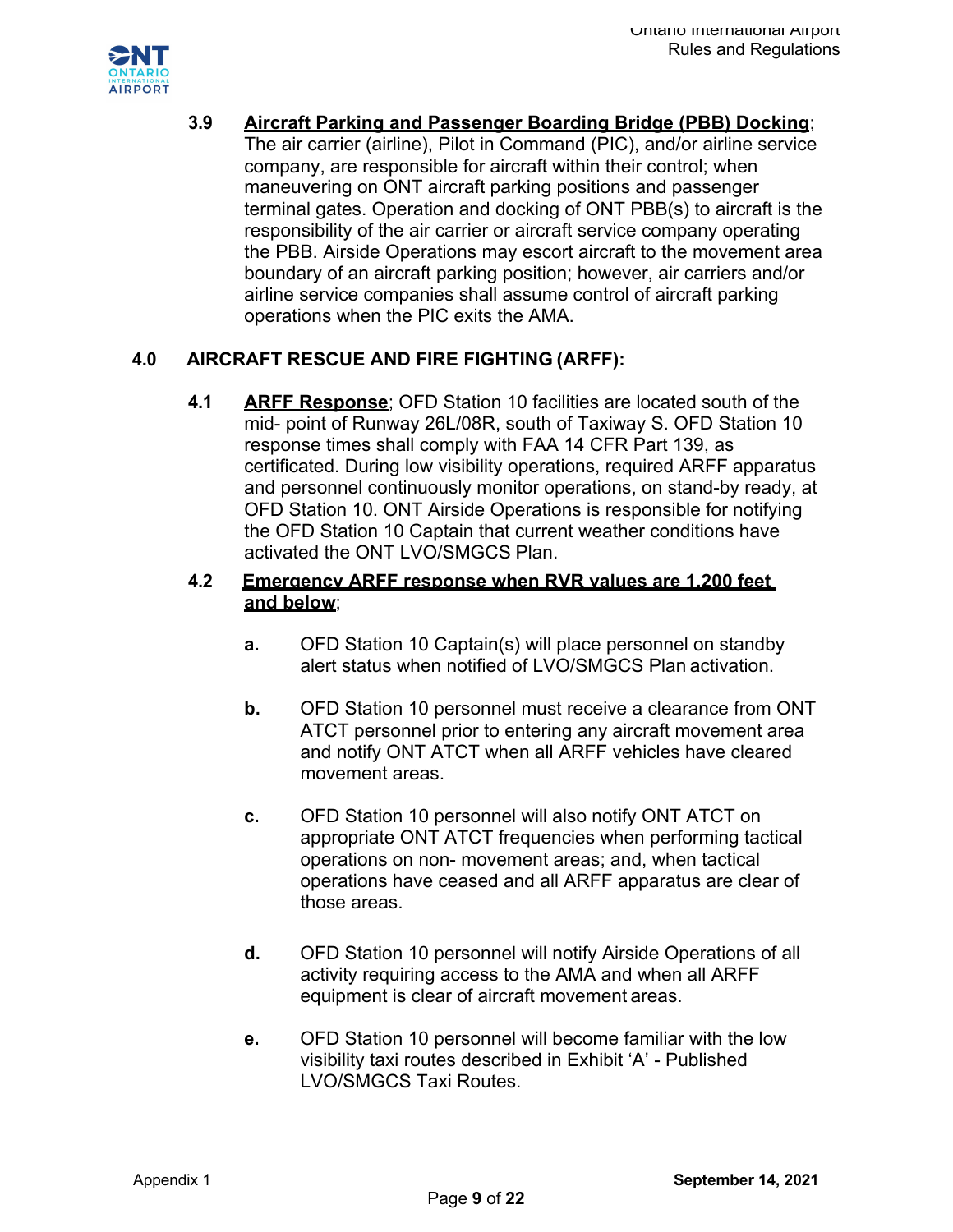**3.9 Aircraft Parking and Passenger Boarding Bridge (PBB) Docking**; The air carrier (airline), Pilot in Command (PIC), and/or airline service company, are responsible for aircraft within their control; when maneuvering on ONT aircraft parking positions and passenger terminal gates. Operation and docking of ONT PBB(s) to aircraft is the responsibility of the air carrier or aircraft service company operating the PBB. Airside Operations may escort aircraft to the movement area boundary of an aircraft parking position; however, air carriers and/or airline service companies shall assume control of aircraft parking operations when the PIC exits the AMA.

## 4.0 AIRCRAFT RESCUE AND FIRE FIGHTING (ARFF):

**4.1 ARFF Response**; OFD Station 10 facilities are located south of the mid- point of Runway 26L/08R, south of Taxiway S. OFD Station 10 response times shall comply with FAA 14 CFR Part 139, as certificated. During low visibility operations, required ARFF apparatus and personnel continuously monitor operations, on stand-by ready, at OFD Station 10. ONT Airside Operations is responsible for notifying the OFD Station 10 Captain that current weather conditions have activated the ONT LVO/SMGCS Plan.

**4.2 Emergency ARFF response when RVR values are 1,200 feet and below**;

**a.** OFD Station 10 Captain(s) will place personnel on standby alert status when notified of LVO/SMGCS Plan activation.

**b.** OFD Station 10 personnel must receive a clearance from ONT ATCT personnel prior to entering any aircraft movement area and notify ONT ATCT when all ARFF vehicles have cleared movement areas.

**c.** OFD Station 10 personnel will also notify ONT ATCT on appropriate ONT ATCT frequencies when performing tactical operations on non- movement areas; and, when tactical operations have ceased and all ARFF apparatus are clear of those areas.

**d.** OFD Station 10 personnel will notify Airside Operations of all activity requiring access to the AMA and when all ARFF equipment is clear of aircraft movement areas.

**e.** OFD Station 10 personnel will become familiar with the low visibility taxi routes described in Exhibit 'A' - Published LVO/SMGCS Taxi Routes.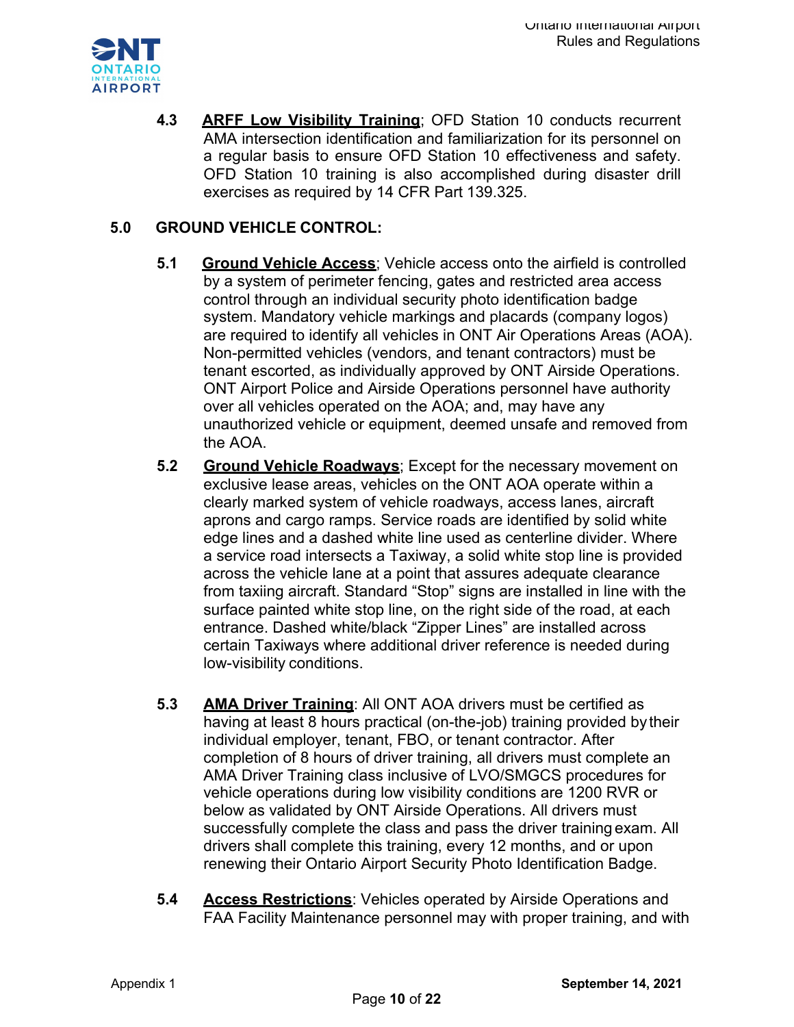**4.3 ARFF Low Visibility Training**; OFD Station 10 conducts recurrent AMA intersection identification and familiarization for its personnel on a regular basis to ensure OFD Station 10 effectiveness and safety. OFD Station 10 training is also accomplished during disaster drill exercises as required by 14 CFR Part 139.325.

## 5.0 GROUND VEHICLE CONTROL:

**5.1 Ground Vehicle Access**; Vehicle access onto the airfield is controlled by a system of perimeter fencing, gates and restricted area access control through an individual security photo identification badge system. Mandatory vehicle markings and placards (company logos) are required to identify all vehicles in ONT Air Operations Areas (AOA). Non-permitted vehicles (vendors, and tenant contractors) must be tenant escorted, as individually approved by ONT Airside Operations. ONT Airport Police and Airside Operations personnel have authority over all vehicles operated on the AOA; and, may have any unauthorized vehicle or equipment, deemed unsafe and removed from the AOA.

**5.2 Ground Vehicle Roadways**; Except for the necessary movement on exclusive lease areas, vehicles on the ONT AOA operate within a clearly marked system of vehicle roadways, access lanes, aircraft aprons and cargo ramps. Service roads are identified by solid white edge lines and a dashed white line used as centerline divider. Where a service road intersects a Taxiway, a solid white stop line is provided across the vehicle lane at a point that assures adequate clearance from taxiing aircraft. Standard "Stop" signs are installed in line with the surface painted white stop line, on the right side of the road, at each entrance. Dashed white/black "Zipper Lines" are installed across certain Taxiways where additional driver reference is needed during low-visibility conditions.

**5.3 AMA Driver Training**: All ONT AOA drivers must be certified as having at least 8 hours practical (on-the-job) training provided by their individual employer, tenant, FBO, or tenant contractor. After completion of 8 hours of driver training, all drivers must complete an AMA Driver Training class inclusive of LVO/SMGCS procedures for vehicle operations during low visibility conditions are 1200 RVR or below as validated by ONT Airside Operations. All drivers must successfully complete the class and pass the driver training exam. All drivers shall complete this training, every 12 months, and or upon renewing their Ontario Airport Security Photo Identification Badge.

**5.4 Access Restrictions**: Vehicles operated by Airside Operations and FAA Facility Maintenance personnel may with proper training, and with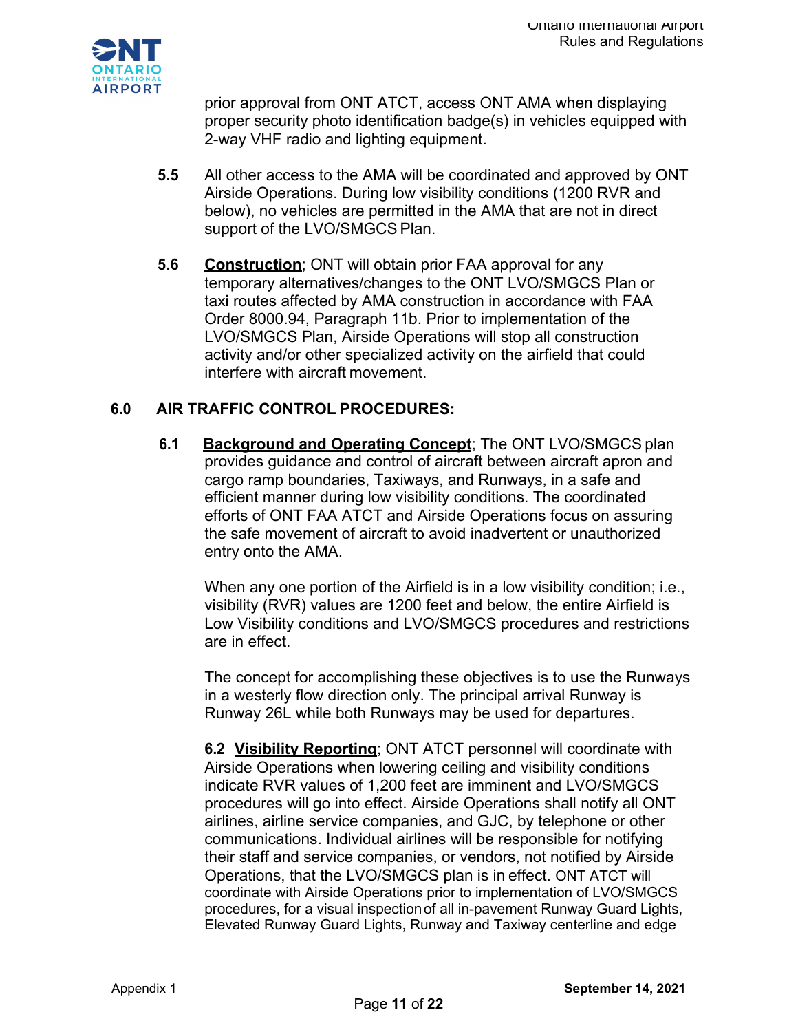prior approval from ONT ATCT, access ONT AMA when displaying proper security photo identification badge(s) in vehicles equipped with 2-way VHF radio and lighting equipment.

**5.5** All other access to the AMA will be coordinated and approved by ONT Airside Operations. During low visibility conditions (1200 RVR and below), no vehicles are permitted in the AMA that are not in direct support of the LVO/SMGCS Plan.

**5.6** **Construction**; ONT will obtain prior FAA approval for any temporary alternatives/changes to the ONT LVO/SMGCS Plan or taxi routes affected by AMA construction in accordance with FAA Order 8000.94, Paragraph 11b. Prior to implementation of the LVO/SMGCS Plan, Airside Operations will stop all construction activity and/or other specialized activity on the airfield that could interfere with aircraft movement.

## 6.0 AIR TRAFFIC CONTROL PROCEDURES:

**6.1** **Background and Operating Concept**; The ONT LVO/SMGCS plan provides guidance and control of aircraft between aircraft apron and cargo ramp boundaries, Taxiways, and Runways, in a safe and efficient manner during low visibility conditions. The coordinated efforts of ONT FAA ATCT and Airside Operations focus on assuring the safe movement of aircraft to avoid inadvertent or unauthorized entry onto the AMA.

When any one portion of the Airfield is in a low visibility condition; i.e., visibility (RVR) values are 1200 feet and below, the entire Airfield is Low Visibility conditions and LVO/SMGCS procedures and restrictions are in effect.

The concept for accomplishing these objectives is to use the Runways in a westerly flow direction only. The principal arrival Runway is Runway 26L while both Runways may be used for departures.

**6.2** **Visibility Reporting**; ONT ATCT personnel will coordinate with Airside Operations when lowering ceiling and visibility conditions indicate RVR values of 1,200 feet are imminent and LVO/SMGCS procedures will go into effect. Airside Operations shall notify all ONT airlines, airline service companies, and GJC, by telephone or other communications. Individual airlines will be responsible for notifying their staff and service companies, or vendors, not notified by Airside Operations, that the LVO/SMGCS plan is in effect. ONT ATCT will coordinate with Airside Operations prior to implementation of LVO/SMGCS procedures, for a visual inspection of all in-pavement Runway Guard Lights, Elevated Runway Guard Lights, Runway and Taxiway centerline and edge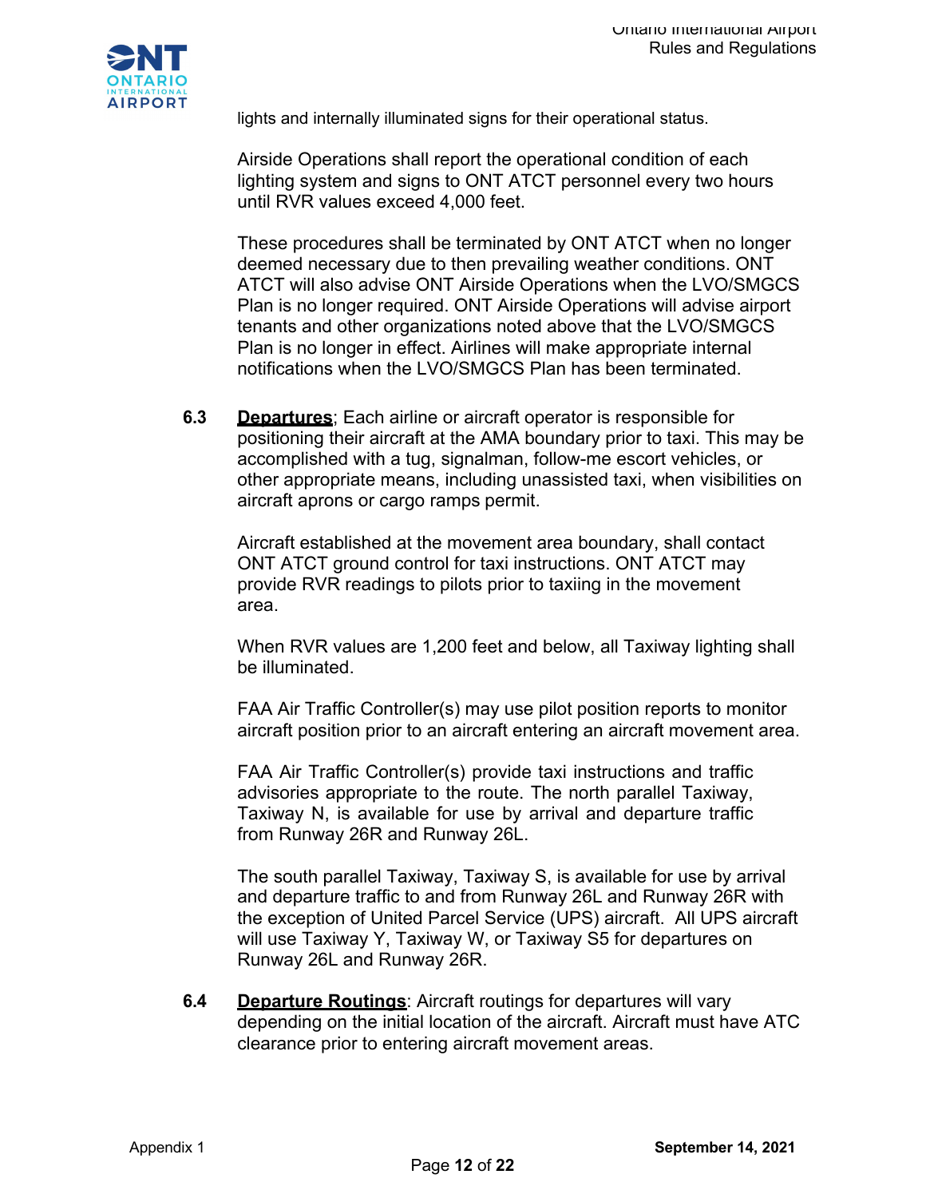lights and internally illuminated signs for their operational status.

Airside Operations shall report the operational condition of each lighting system and signs to ONT ATCT personnel every two hours until RVR values exceed 4,000 feet.

These procedures shall be terminated by ONT ATCT when no longer deemed necessary due to then prevailing weather conditions. ONT ATCT will also advise ONT Airside Operations when the LVO/SMGCS Plan is no longer required. ONT Airside Operations will advise airport tenants and other organizations noted above that the LVO/SMGCS Plan is no longer in effect. Airlines will make appropriate internal notifications when the LVO/SMGCS Plan has been terminated.

**6.3** **Departures**; Each airline or aircraft operator is responsible for positioning their aircraft at the AMA boundary prior to taxi. This may be accomplished with a tug, signalman, follow-me escort vehicles, or other appropriate means, including unassisted taxi, when visibilities on aircraft aprons or cargo ramps permit.

Aircraft established at the movement area boundary, shall contact ONT ATCT ground control for taxi instructions. ONT ATCT may provide RVR readings to pilots prior to taxiing in the movement area.

When RVR values are 1,200 feet and below, all Taxiway lighting shall be illuminated.

FAA Air Traffic Controller(s) may use pilot position reports to monitor aircraft position prior to an aircraft entering an aircraft movement area.

FAA Air Traffic Controller(s) provide taxi instructions and traffic advisories appropriate to the route. The north parallel Taxiway, Taxiway N, is available for use by arrival and departure traffic from Runway 26R and Runway 26L.

The south parallel Taxiway, Taxiway S, is available for use by arrival and departure traffic to and from Runway 26L and Runway 26R with the exception of United Parcel Service (UPS) aircraft. All UPS aircraft will use Taxiway Y, Taxiway W, or Taxiway S5 for departures on Runway 26L and Runway 26R.

**6.4** **Departure Routings**: Aircraft routings for departures will vary depending on the initial location of the aircraft. Aircraft must have ATC clearance prior to entering aircraft movement areas.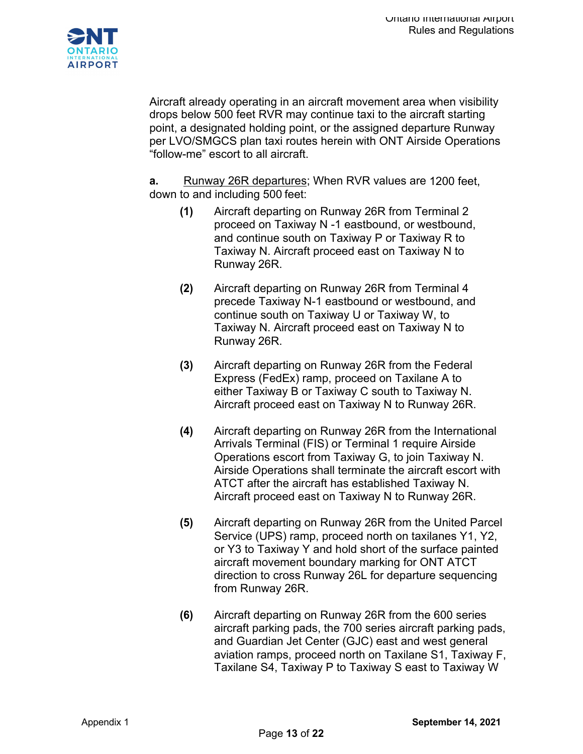Aircraft already operating in an aircraft movement area when visibility drops below 500 feet RVR may continue taxi to the aircraft starting point, a designated holding point, or the assigned departure Runway per LVO/SMGCS plan taxi routes herein with ONT Airside Operations "follow-me" escort to all aircraft.

**a.** Runway 26R departures; When RVR values are 1200 feet, down to and including 500 feet:

**(1)** Aircraft departing on Runway 26R from Terminal 2 proceed on Taxiway N -1 eastbound, or westbound, and continue south on Taxiway P or Taxiway R to Taxiway N. Aircraft proceed east on Taxiway N to Runway 26R.

**(2)** Aircraft departing on Runway 26R from Terminal 4 precede Taxiway N-1 eastbound or westbound, and continue south on Taxiway U or Taxiway W, to Taxiway N. Aircraft proceed east on Taxiway N to Runway 26R.

**(3)** Aircraft departing on Runway 26R from the Federal Express (FedEx) ramp, proceed on Taxilane A to either Taxiway B or Taxiway C south to Taxiway N. Aircraft proceed east on Taxiway N to Runway 26R.

**(4)** Aircraft departing on Runway 26R from the International Arrivals Terminal (FIS) or Terminal 1 require Airside Operations escort from Taxiway G, to join Taxiway N. Airside Operations shall terminate the aircraft escort with ATCT after the aircraft has established Taxiway N. Aircraft proceed east on Taxiway N to Runway 26R.

**(5)** Aircraft departing on Runway 26R from the United Parcel Service (UPS) ramp, proceed north on taxilanes Y1, Y2, or Y3 to Taxiway Y and hold short of the surface painted aircraft movement boundary marking for ONT ATCT direction to cross Runway 26L for departure sequencing from Runway 26R.

**(6)** Aircraft departing on Runway 26R from the 600 series aircraft parking pads, the 700 series aircraft parking pads, and Guardian Jet Center (GJC) east and west general aviation ramps, proceed north on Taxilane S1, Taxiway F, Taxilane S4, Taxiway P to Taxiway S east to Taxiway W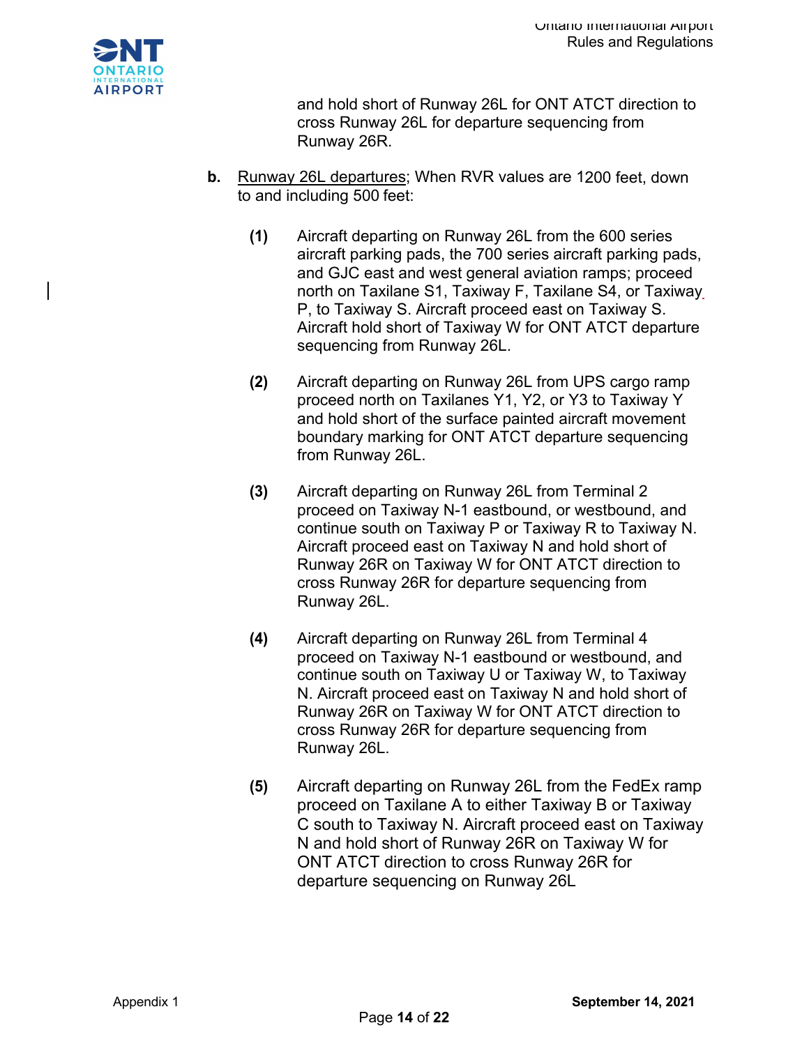and hold short of Runway 26L for ONT ATCT direction to cross Runway 26L for departure sequencing from Runway 26R.

**b.** Runway 26L departures; When RVR values are 1200 feet, down to and including 500 feet:

**(1)** Aircraft departing on Runway 26L from the 600 series aircraft parking pads, the 700 series aircraft parking pads, and GJC east and west general aviation ramps; proceed north on Taxilane S1, Taxiway F, Taxilane S4, or Taxiway P, to Taxiway S. Aircraft proceed east on Taxiway S. Aircraft hold short of Taxiway W for ONT ATCT departure sequencing from Runway 26L.

**(2)** Aircraft departing on Runway 26L from UPS cargo ramp proceed north on Taxilanes Y1, Y2, or Y3 to Taxiway Y and hold short of the surface painted aircraft movement boundary marking for ONT ATCT departure sequencing from Runway 26L.

**(3)** Aircraft departing on Runway 26L from Terminal 2 proceed on Taxiway N-1 eastbound, or westbound, and continue south on Taxiway P or Taxiway R to Taxiway N. Aircraft proceed east on Taxiway N and hold short of Runway 26R on Taxiway W for ONT ATCT direction to cross Runway 26R for departure sequencing from Runway 26L.

**(4)** Aircraft departing on Runway 26L from Terminal 4 proceed on Taxiway N-1 eastbound or westbound, and continue south on Taxiway U or Taxiway W, to Taxiway N. Aircraft proceed east on Taxiway N and hold short of Runway 26R on Taxiway W for ONT ATCT direction to cross Runway 26R for departure sequencing from Runway 26L.

**(5)** Aircraft departing on Runway 26L from the FedEx ramp proceed on Taxilane A to either Taxiway B or Taxiway C south to Taxiway N. Aircraft proceed east on Taxiway N and hold short of Runway 26R on Taxiway W for ONT ATCT direction to cross Runway 26R for departure sequencing on Runway 26L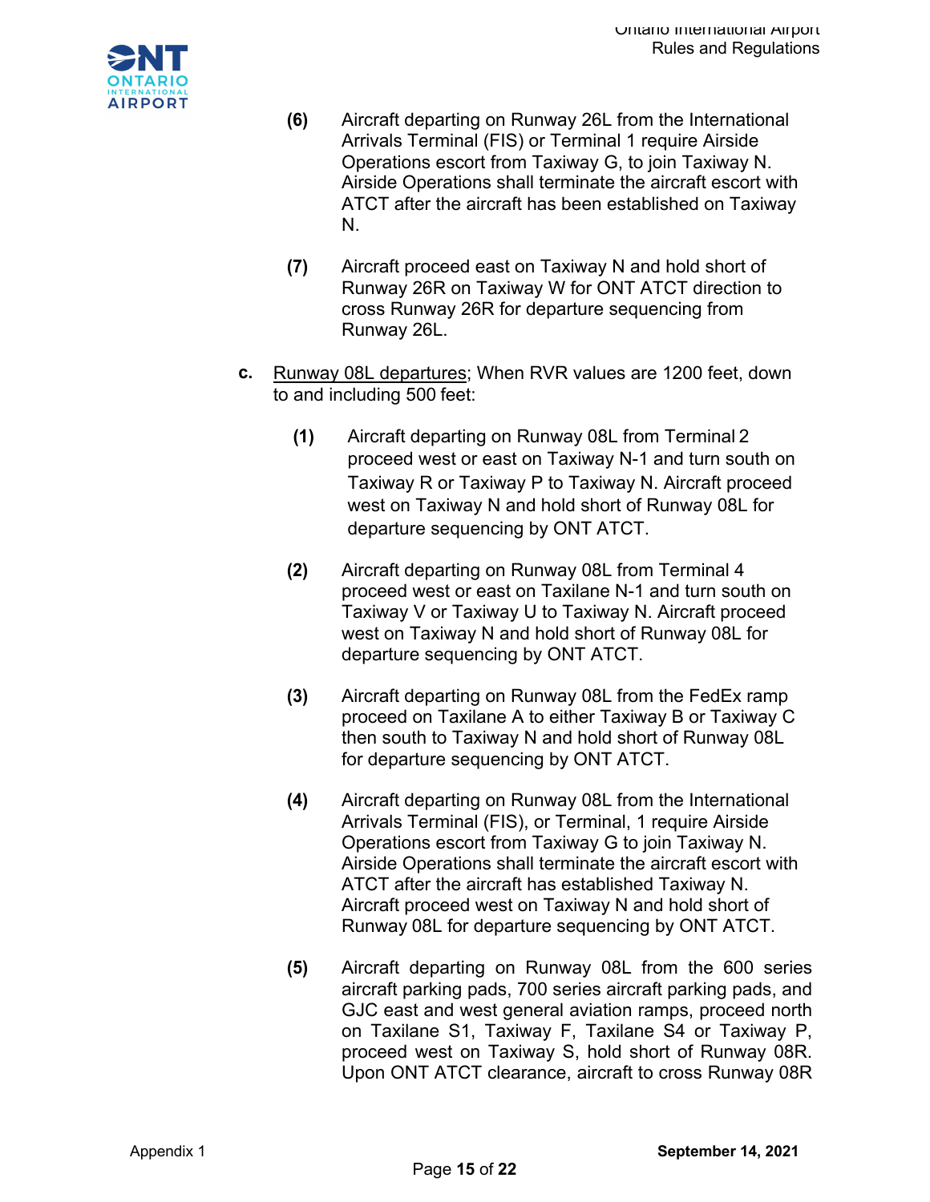**(6)** Aircraft departing on Runway 26L from the International Arrivals Terminal (FIS) or Terminal 1 require Airside Operations escort from Taxiway G, to join Taxiway N. Airside Operations shall terminate the aircraft escort with ATCT after the aircraft has been established on Taxiway N.

**(7)** Aircraft proceed east on Taxiway N and hold short of Runway 26R on Taxiway W for ONT ATCT direction to cross Runway 26R for departure sequencing from Runway 26L.

**c.** Runway 08L departures; When RVR values are 1200 feet, down to and including 500 feet:

**(1)** Aircraft departing on Runway 08L from Terminal 2 proceed west or east on Taxiway N-1 and turn south on Taxiway R or Taxiway P to Taxiway N. Aircraft proceed west on Taxiway N and hold short of Runway 08L for departure sequencing by ONT ATCT.

**(2)** Aircraft departing on Runway 08L from Terminal 4 proceed west or east on Taxilane N-1 and turn south on Taxiway V or Taxiway U to Taxiway N. Aircraft proceed west on Taxiway N and hold short of Runway 08L for departure sequencing by ONT ATCT.

**(3)** Aircraft departing on Runway 08L from the FedEx ramp proceed on Taxilane A to either Taxiway B or Taxiway C then south to Taxiway N and hold short of Runway 08L for departure sequencing by ONT ATCT.

**(4)** Aircraft departing on Runway 08L from the International Arrivals Terminal (FIS), or Terminal, 1 require Airside Operations escort from Taxiway G to join Taxiway N. Airside Operations shall terminate the aircraft escort with ATCT after the aircraft has established Taxiway N. Aircraft proceed west on Taxiway N and hold short of Runway 08L for departure sequencing by ONT ATCT.

**(5)** Aircraft departing on Runway 08L from the 600 series aircraft parking pads, 700 series aircraft parking pads, and GJC east and west general aviation ramps, proceed north on Taxilane S1, Taxiway F, Taxilane S4 or Taxiway P, proceed west on Taxiway S, hold short of Runway 08R. Upon ONT ATCT clearance, aircraft to cross Runway 08R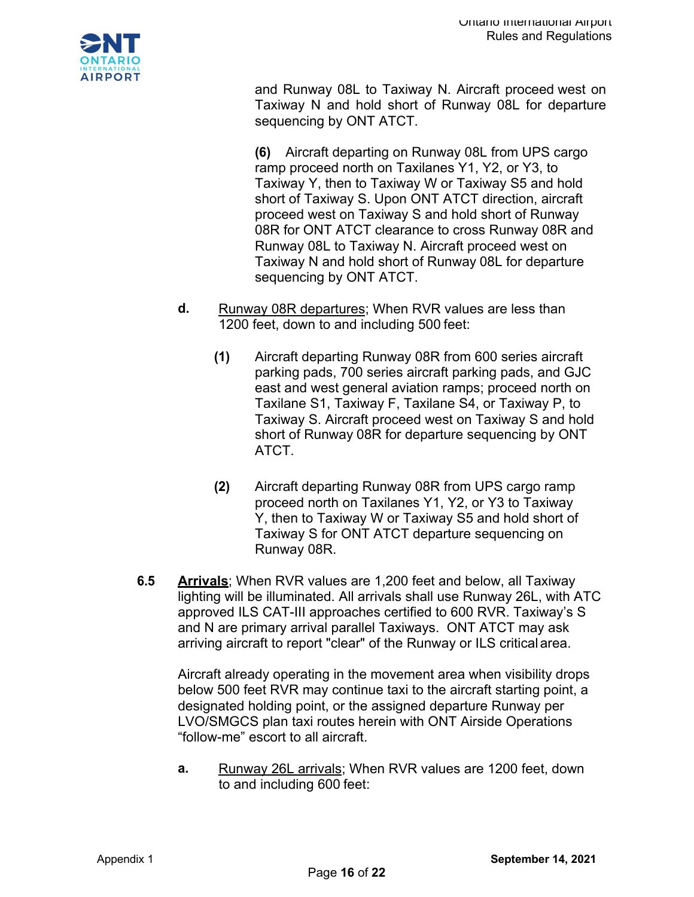and Runway 08L to Taxiway N. Aircraft proceed west on Taxiway N and hold short of Runway 08L for departure sequencing by ONT ATCT.

**(6)** Aircraft departing on Runway 08L from UPS cargo ramp proceed north on Taxilanes Y1, Y2, or Y3, to Taxiway Y, then to Taxiway W or Taxiway S5 and hold short of Taxiway S. Upon ONT ATCT direction, aircraft proceed west on Taxiway S and hold short of Runway 08R for ONT ATCT clearance to cross Runway 08R and Runway 08L to Taxiway N. Aircraft proceed west on Taxiway N and hold short of Runway 08L for departure sequencing by ONT ATCT.

**d.** <u>Runway 08R departures</u>; When RVR values are less than 1200 feet, down to and including 500 feet:

**(1)** Aircraft departing Runway 08R from 600 series aircraft parking pads, 700 series aircraft parking pads, and GJC east and west general aviation ramps; proceed north on Taxilane S1, Taxiway F, Taxilane S4, or Taxiway P, to Taxiway S. Aircraft proceed west on Taxiway S and hold short of Runway 08R for departure sequencing by ONT ATCT.

**(2)** Aircraft departing Runway 08R from UPS cargo ramp proceed north on Taxilanes Y1, Y2, or Y3 to Taxiway Y, then to Taxiway W or Taxiway S5 and hold short of Taxiway S for ONT ATCT departure sequencing on Runway 08R.

**6.5** **<u>Arrivals</u>**; When RVR values are 1,200 feet and below, all Taxiway lighting will be illuminated. All arrivals shall use Runway 26L, with ATC approved ILS CAT-III approaches certified to 600 RVR. Taxiway's S and N are primary arrival parallel Taxiways. ONT ATCT may ask arriving aircraft to report "clear" of the Runway or ILS critical area.

Aircraft already operating in the movement area when visibility drops below 500 feet RVR may continue taxi to the aircraft starting point, a designated holding point, or the assigned departure Runway per LVO/SMGCS plan taxi routes herein with ONT Airside Operations "follow-me" escort to all aircraft.

**a.** <u>Runway 26L arrivals</u>; When RVR values are 1200 feet, down to and including 600 feet: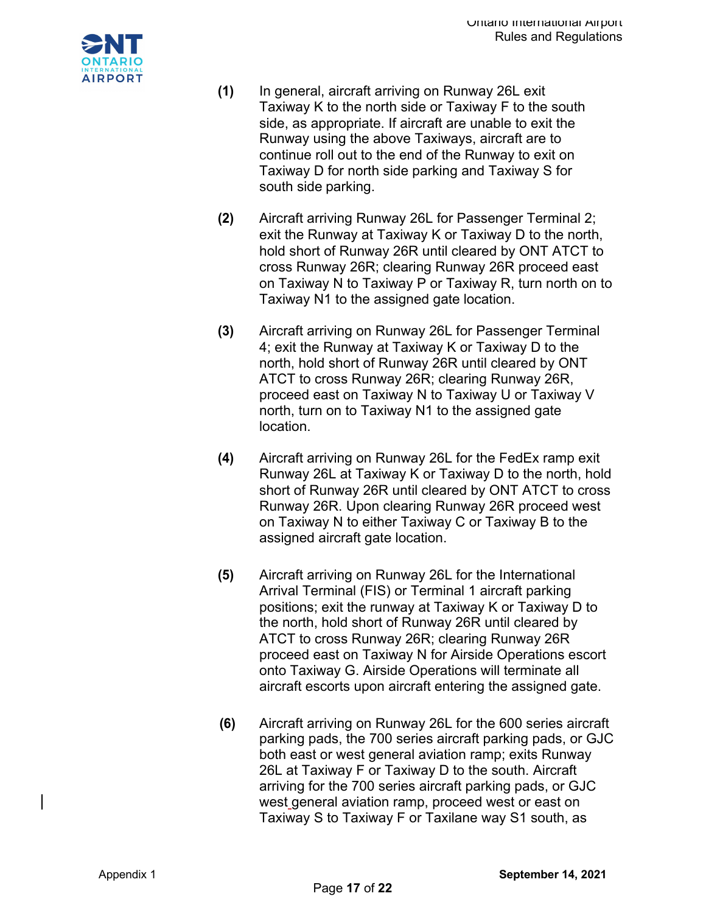**(1)** In general, aircraft arriving on Runway 26L exit Taxiway K to the north side or Taxiway F to the south side, as appropriate. If aircraft are unable to exit the Runway using the above Taxiways, aircraft are to continue roll out to the end of the Runway to exit on Taxiway D for north side parking and Taxiway S for south side parking.

**(2)** Aircraft arriving Runway 26L for Passenger Terminal 2; exit the Runway at Taxiway K or Taxiway D to the north, hold short of Runway 26R until cleared by ONT ATCT to cross Runway 26R; clearing Runway 26R proceed east on Taxiway N to Taxiway P or Taxiway R, turn north on to Taxiway N1 to the assigned gate location.

**(3)** Aircraft arriving on Runway 26L for Passenger Terminal 4; exit the Runway at Taxiway K or Taxiway D to the north, hold short of Runway 26R until cleared by ONT ATCT to cross Runway 26R; clearing Runway 26R, proceed east on Taxiway N to Taxiway U or Taxiway V north, turn on to Taxiway N1 to the assigned gate location.

**(4)** Aircraft arriving on Runway 26L for the FedEx ramp exit Runway 26L at Taxiway K or Taxiway D to the north, hold short of Runway 26R until cleared by ONT ATCT to cross Runway 26R. Upon clearing Runway 26R proceed west on Taxiway N to either Taxiway C or Taxiway B to the assigned aircraft gate location.

**(5)** Aircraft arriving on Runway 26L for the International Arrival Terminal (FIS) or Terminal 1 aircraft parking positions; exit the runway at Taxiway K or Taxiway D to the north, hold short of Runway 26R until cleared by ATCT to cross Runway 26R; clearing Runway 26R proceed east on Taxiway N for Airside Operations escort onto Taxiway G. Airside Operations will terminate all aircraft escorts upon aircraft entering the assigned gate.

**(6)** Aircraft arriving on Runway 26L for the 600 series aircraft parking pads, the 700 series aircraft parking pads, or GJC both east or west general aviation ramp; exits Runway 26L at Taxiway F or Taxiway D to the south. Aircraft arriving for the 700 series aircraft parking pads, or GJC west general aviation ramp, proceed west or east on Taxiway S to Taxiway F or Taxilane way S1 south, as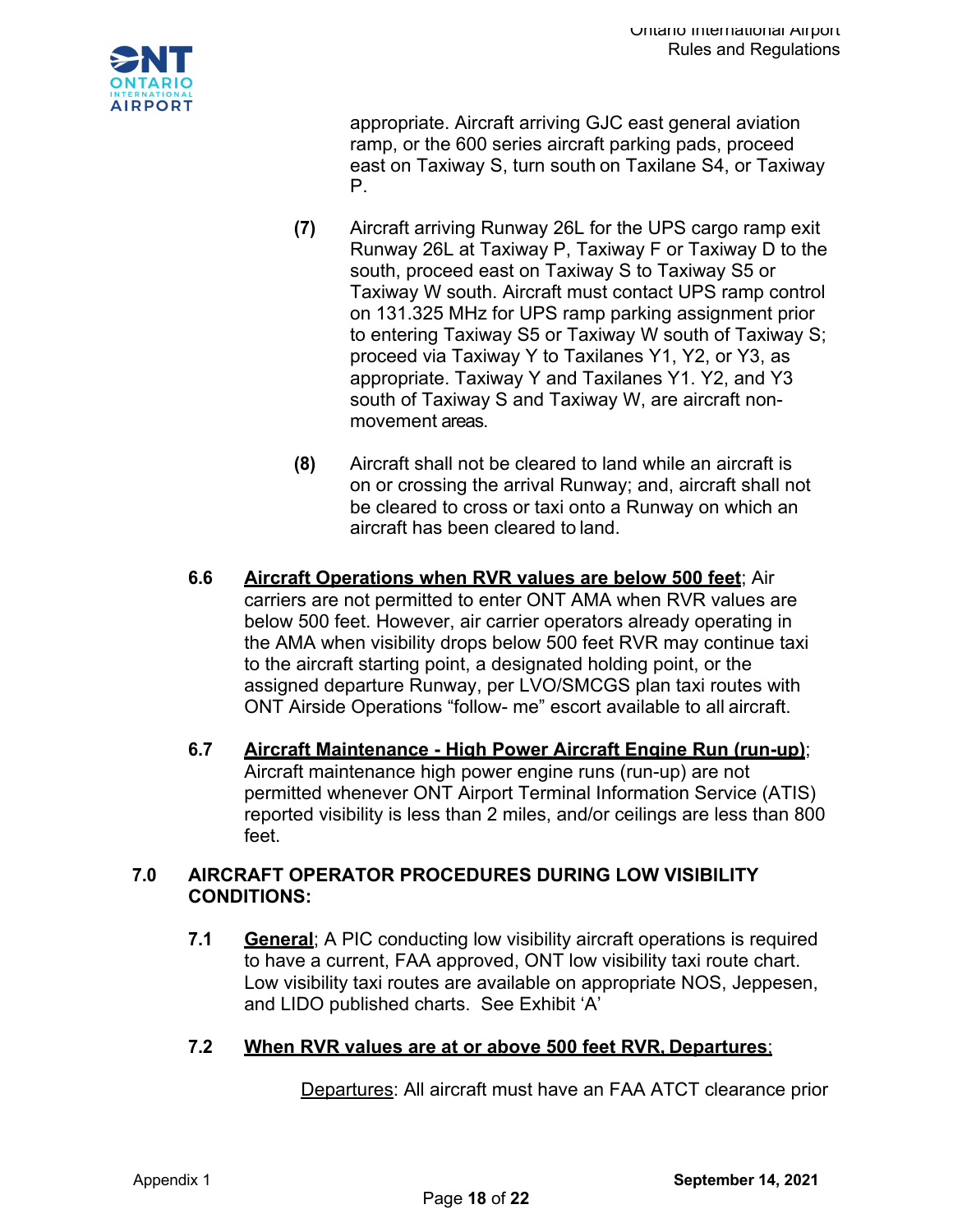appropriate. Aircraft arriving GJC east general aviation ramp, or the 600 series aircraft parking pads, proceed east on Taxiway S, turn south on Taxilane S4, or Taxiway P.

**(7)** Aircraft arriving Runway 26L for the UPS cargo ramp exit Runway 26L at Taxiway P, Taxiway F or Taxiway D to the south, proceed east on Taxiway S to Taxiway S5 or Taxiway W south. Aircraft must contact UPS ramp control on 131.325 MHz for UPS ramp parking assignment prior to entering Taxiway S5 or Taxiway W south of Taxiway S; proceed via Taxiway Y to Taxilanes Y1, Y2, or Y3, as appropriate. Taxiway Y and Taxilanes Y1. Y2, and Y3 south of Taxiway S and Taxiway W, are aircraft non-movement areas.

**(8)** Aircraft shall not be cleared to land while an aircraft is on or crossing the arrival Runway; and, aircraft shall not be cleared to cross or taxi onto a Runway on which an aircraft has been cleared to land.

**6.6** **<u>Aircraft Operations when RVR values are below 500 feet</u>**; Air carriers are not permitted to enter ONT AMA when RVR values are below 500 feet. However, air carrier operators already operating in the AMA when visibility drops below 500 feet RVR may continue taxi to the aircraft starting point, a designated holding point, or the assigned departure Runway, per LVO/SMCGS plan taxi routes with ONT Airside Operations “follow- me” escort available to all aircraft.

**6.7** **<u>Aircraft Maintenance - High Power Aircraft Engine Run (run-up)</u>**; Aircraft maintenance high power engine runs (run-up) are not permitted whenever ONT Airport Terminal Information Service (ATIS) reported visibility is less than 2 miles, and/or ceilings are less than 800 feet.

## 7.0 AIRCRAFT OPERATOR PROCEDURES DURING LOW VISIBILITY CONDITIONS:

**7.1** **<u>General</u>**; A PIC conducting low visibility aircraft operations is required to have a current, FAA approved, ONT low visibility taxi route chart. Low visibility taxi routes are available on appropriate NOS, Jeppesen, and LIDO published charts. See Exhibit ‘A’

**7.2** **<u>When RVR values are at or above 500 feet RVR, Departures</u>**;

<u>Departures</u>: All aircraft must have an FAA ATCT clearance prior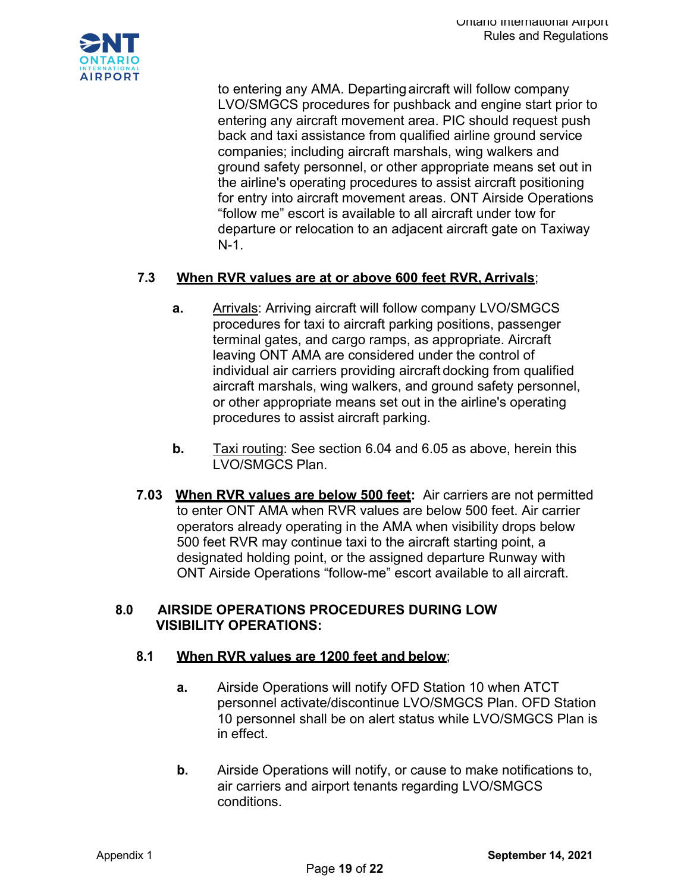to entering any AMA. Departing aircraft will follow company LVO/SMGCS procedures for pushback and engine start prior to entering any aircraft movement area. PIC should request push back and taxi assistance from qualified airline ground service companies; including aircraft marshals, wing walkers and ground safety personnel, or other appropriate means set out in the airline's operating procedures to assist aircraft positioning for entry into aircraft movement areas. ONT Airside Operations "follow me" escort is available to all aircraft under tow for departure or relocation to an adjacent aircraft gate on Taxiway N-1.

**7.3 <u>When RVR values are at or above 600 feet RVR, Arrivals</u>;**

**a.** <u>Arrivals</u>: Arriving aircraft will follow company LVO/SMGCS procedures for taxi to aircraft parking positions, passenger terminal gates, and cargo ramps, as appropriate. Aircraft leaving ONT AMA are considered under the control of individual air carriers providing aircraft docking from qualified aircraft marshals, wing walkers, and ground safety personnel, or other appropriate means set out in the airline's operating procedures to assist aircraft parking.

**b.** <u>Taxi routing</u>: See section 6.04 and 6.05 as above, herein this LVO/SMGCS Plan.

**7.03 <u>When RVR values are below 500 feet</u>:** Air carriers are not permitted to enter ONT AMA when RVR values are below 500 feet. Air carrier operators already operating in the AMA when visibility drops below 500 feet RVR may continue taxi to the aircraft starting point, a designated holding point, or the assigned departure Runway with ONT Airside Operations "follow-me" escort available to all aircraft.

## 8.0 AIRSIDE OPERATIONS PROCEDURES DURING LOW VISIBILITY OPERATIONS:

**8.1 <u>When RVR values are 1200 feet and below</u>;**

**a.** Airside Operations will notify OFD Station 10 when ATCT personnel activate/discontinue LVO/SMGCS Plan. OFD Station 10 personnel shall be on alert status while LVO/SMGCS Plan is in effect.

**b.** Airside Operations will notify, or cause to make notifications to, air carriers and airport tenants regarding LVO/SMGCS conditions.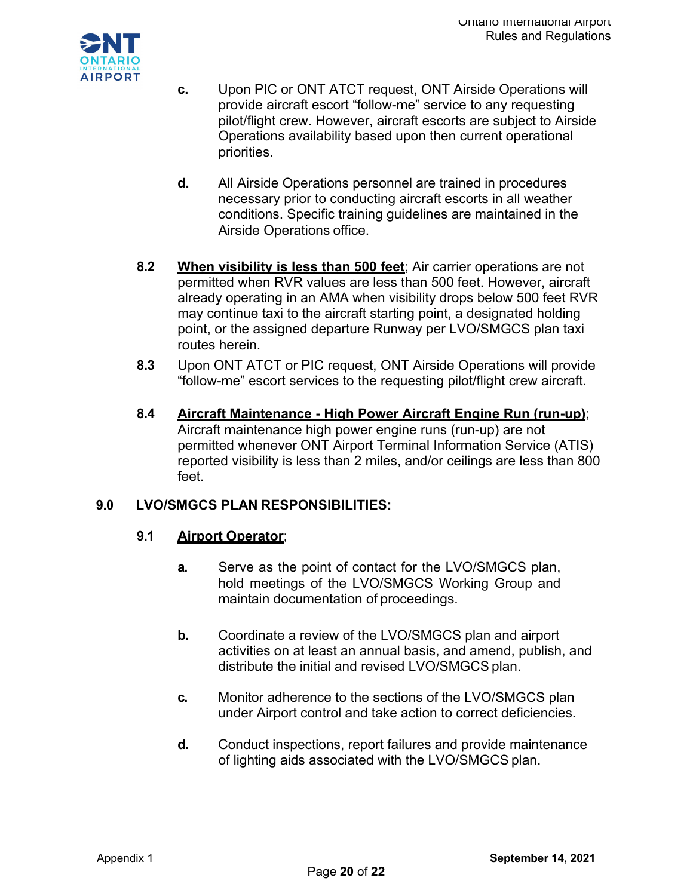c. Upon PIC or ONT ATCT request, ONT Airside Operations will provide aircraft escort "follow-me" service to any requesting pilot/flight crew. However, aircraft escorts are subject to Airside Operations availability based upon then current operational priorities.

d. All Airside Operations personnel are trained in procedures necessary prior to conducting aircraft escorts in all weather conditions. Specific training guidelines are maintained in the Airside Operations office.

**8.2** **When visibility is less than 500 feet**; Air carrier operations are not permitted when RVR values are less than 500 feet. However, aircraft already operating in an AMA when visibility drops below 500 feet RVR may continue taxi to the aircraft starting point, a designated holding point, or the assigned departure Runway per LVO/SMGCS plan taxi routes herein.

**8.3** Upon ONT ATCT or PIC request, ONT Airside Operations will provide "follow-me" escort services to the requesting pilot/flight crew aircraft.

**8.4** **Aircraft Maintenance - High Power Aircraft Engine Run (run-up)**; Aircraft maintenance high power engine runs (run-up) are not permitted whenever ONT Airport Terminal Information Service (ATIS) reported visibility is less than 2 miles, and/or ceilings are less than 800 feet.

## 9.0 LVO/SMGCS PLAN RESPONSIBILITIES:

**9.1** **Airport Operator**;

a. Serve as the point of contact for the LVO/SMGCS plan, hold meetings of the LVO/SMGCS Working Group and maintain documentation of proceedings.

b. Coordinate a review of the LVO/SMGCS plan and airport activities on at least an annual basis, and amend, publish, and distribute the initial and revised LVO/SMGCS plan.

c. Monitor adherence to the sections of the LVO/SMGCS plan under Airport control and take action to correct deficiencies.

d. Conduct inspections, report failures and provide maintenance of lighting aids associated with the LVO/SMGCS plan.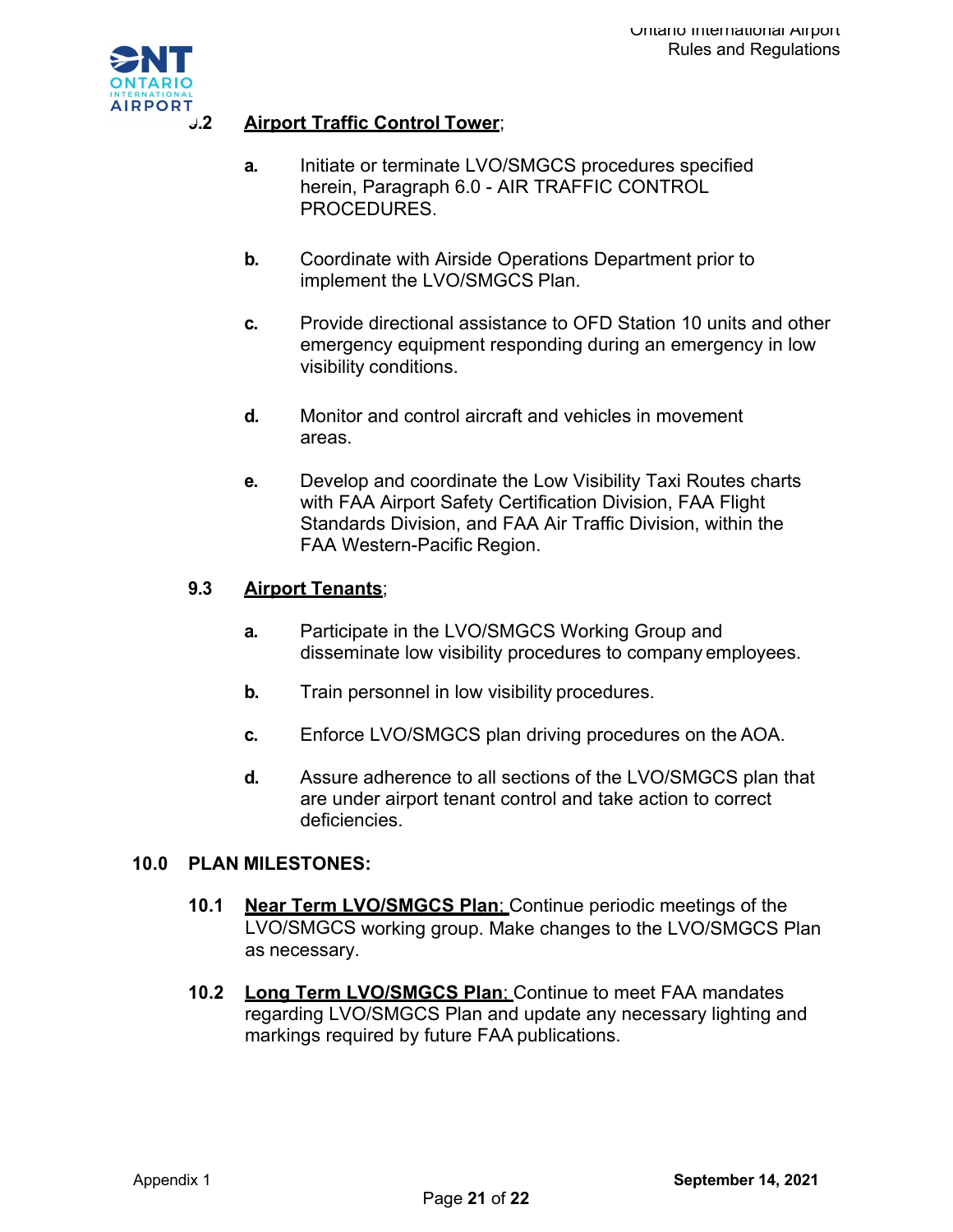**9.2 Airport Traffic Control Tower**;

- **a.** Initiate or terminate LVO/SMGCS procedures specified herein, Paragraph 6.0 - AIR TRAFFIC CONTROL PROCEDURES.
- **b.** Coordinate with Airside Operations Department prior to implement the LVO/SMGCS Plan.
- **c.** Provide directional assistance to OFD Station 10 units and other emergency equipment responding during an emergency in low visibility conditions.
- **d.** Monitor and control aircraft and vehicles in movement areas.
- **e.** Develop and coordinate the Low Visibility Taxi Routes charts with FAA Airport Safety Certification Division, FAA Flight Standards Division, and FAA Air Traffic Division, within the FAA Western-Pacific Region.

**9.3 Airport Tenants**;

- **a.** Participate in the LVO/SMGCS Working Group and disseminate low visibility procedures to company employees.
- **b.** Train personnel in low visibility procedures.
- **c.** Enforce LVO/SMGCS plan driving procedures on the AOA.
- **d.** Assure adherence to all sections of the LVO/SMGCS plan that are under airport tenant control and take action to correct deficiencies.

## 10.0 PLAN MILESTONES:

**10.1 Near Term LVO/SMGCS Plan**; Continue periodic meetings of the LVO/SMGCS working group. Make changes to the LVO/SMGCS Plan as necessary.

**10.2 Long Term LVO/SMGCS Plan**; Continue to meet FAA mandates regarding LVO/SMGCS Plan and update any necessary lighting and markings required by future FAA publications.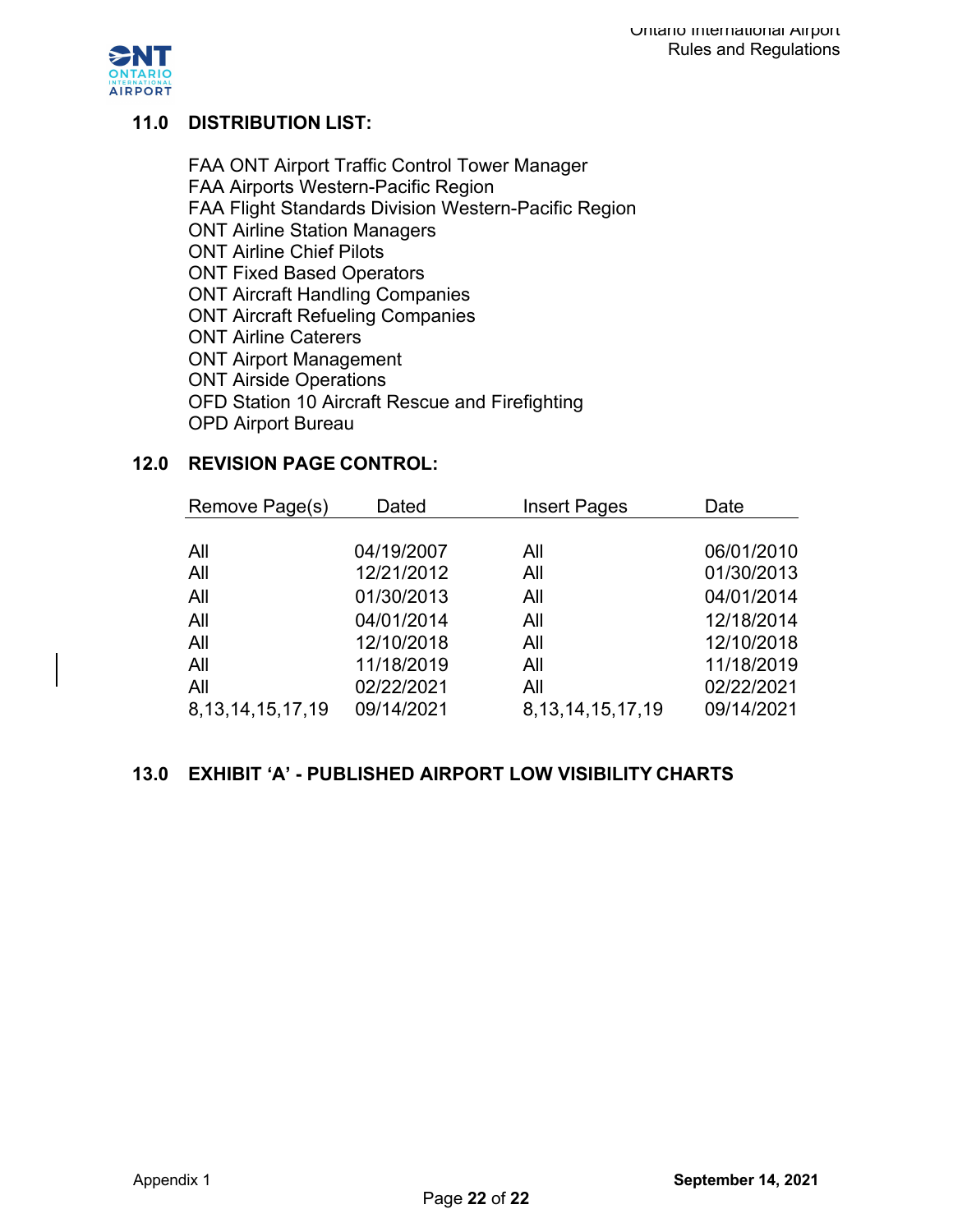## 11.0 DISTRIBUTION LIST:

FAA ONT Airport Traffic Control Tower Manager
FAA Airports Western-Pacific Region
FAA Flight Standards Division Western-Pacific Region
ONT Airline Station Managers
ONT Airline Chief Pilots
ONT Fixed Based Operators
ONT Aircraft Handling Companies
ONT Aircraft Refueling Companies
ONT Airline Caterers
ONT Airport Management
ONT Airside Operations
OFD Station 10 Aircraft Rescue and Firefighting
OPD Airport Bureau

## 12.0 REVISION PAGE CONTROL:

| Remove Page(s) | Dated | Insert Pages | Date |
|---|---|---|---|
| All | 04/19/2007 | All | 06/01/2010 |
| All | 12/21/2012 | All | 01/30/2013 |
| All | 01/30/2013 | All | 04/01/2014 |
| All | 04/01/2014 | All | 12/18/2014 |
| All | 12/10/2018 | All | 12/10/2018 |
| All | 11/18/2019 | All | 11/18/2019 |
| All | 02/22/2021 | All | 02/22/2021 |
| 8,13,14,15,17,19 | 09/14/2021 | 8,13,14,15,17,19 | 09/14/2021 |

## 13.0 EXHIBIT 'A' - PUBLISHED AIRPORT LOW VISIBILITY CHARTS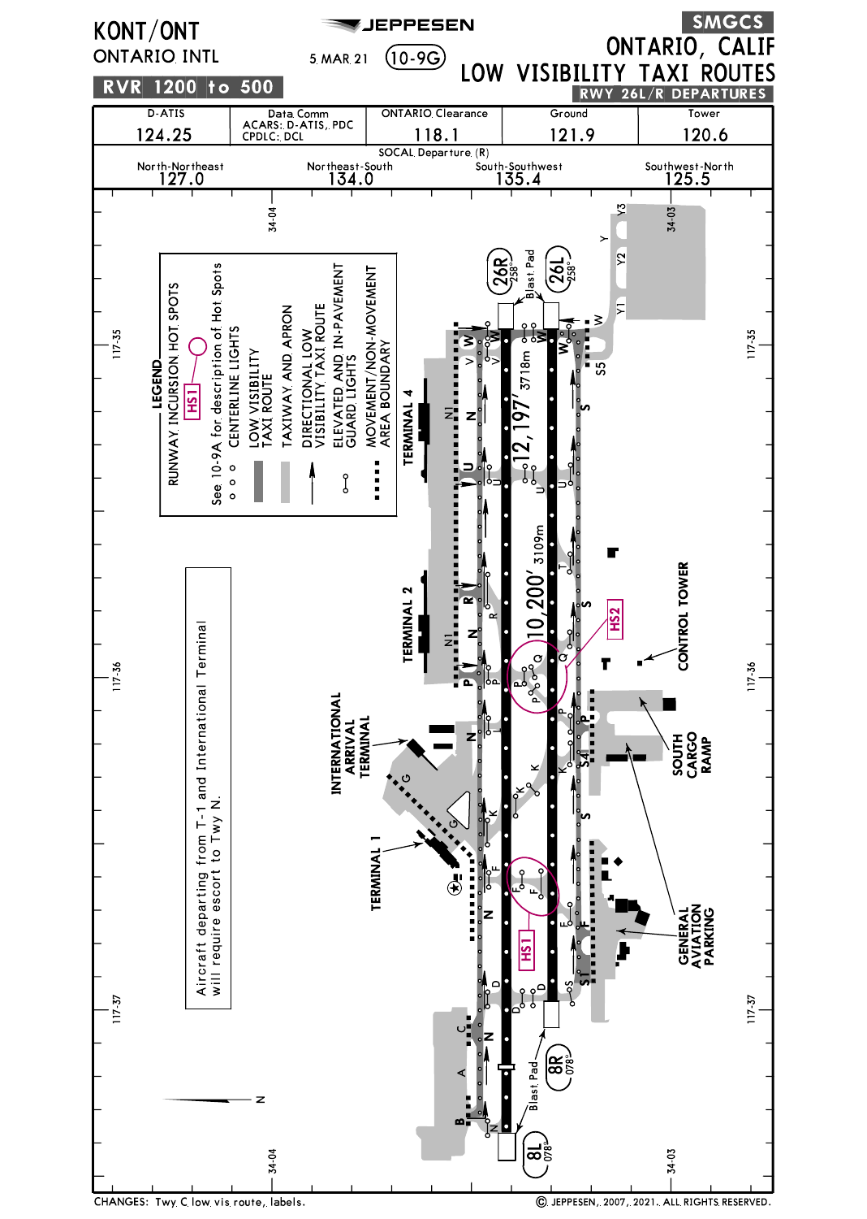# KONT/ONT

ONTARIO INTL

JEPPESEN

5 MAR 21 (10-9G)

**SMGCS**

# ONTARIO, CALIF

## LOW VISIBILITY TAXI ROUTES

**RWY 26L/R DEPARTURES**

**RVR 1200 to 500**

| D-ATIS | Data Comm | ONTARIO Clearance | Ground | Tower |
|---|---|---|---|---|
| 124.25 | ACARS: D-ATIS, PDC CPDLC: DCL | 118.1 | 121.9 | 120.6 |

SOCAL Departure (R)

| North-Northeast | Northeast-South | South-Southwest | Southwest-North |
|---|---|---|---|
| 127.0 | 134.0 | 135.4 | 125.5 |

**LEGEND**

- RUNWAY INCURSION HOT SPOTS — See 10-9A for description of Hot Spots
- CENTERLINE LIGHTS
- LOW VISIBILITY TAXI ROUTE
- TAXIWAY AND APRON
- DIRECTIONAL LOW VISIBILITY TAXI ROUTE
- ELEVATED AND IN-PAVEMENT GUARD LIGHTS
- MOVEMENT/NON-MOVEMENT AREA BOUNDARY

Aircraft departing from T-1 and International Terminal will require escort to Twy N.

26R 258° — 26L 258° — 12,197' 3718m — 10,200' 3109m — 8R 078° — 8L 078°

TERMINAL 4 — TERMINAL 2 — TERMINAL 1 — INTERNATIONAL ARRIVAL TERMINAL — CONTROL TOWER — SOUTH CARGO RAMP — GENERAL AVIATION PARKING — Blast Pad — HS1 — HS2

CHANGES: Twy C low vis route, labels.

© JEPPESEN, 2007, 2021. ALL RIGHTS RESERVED.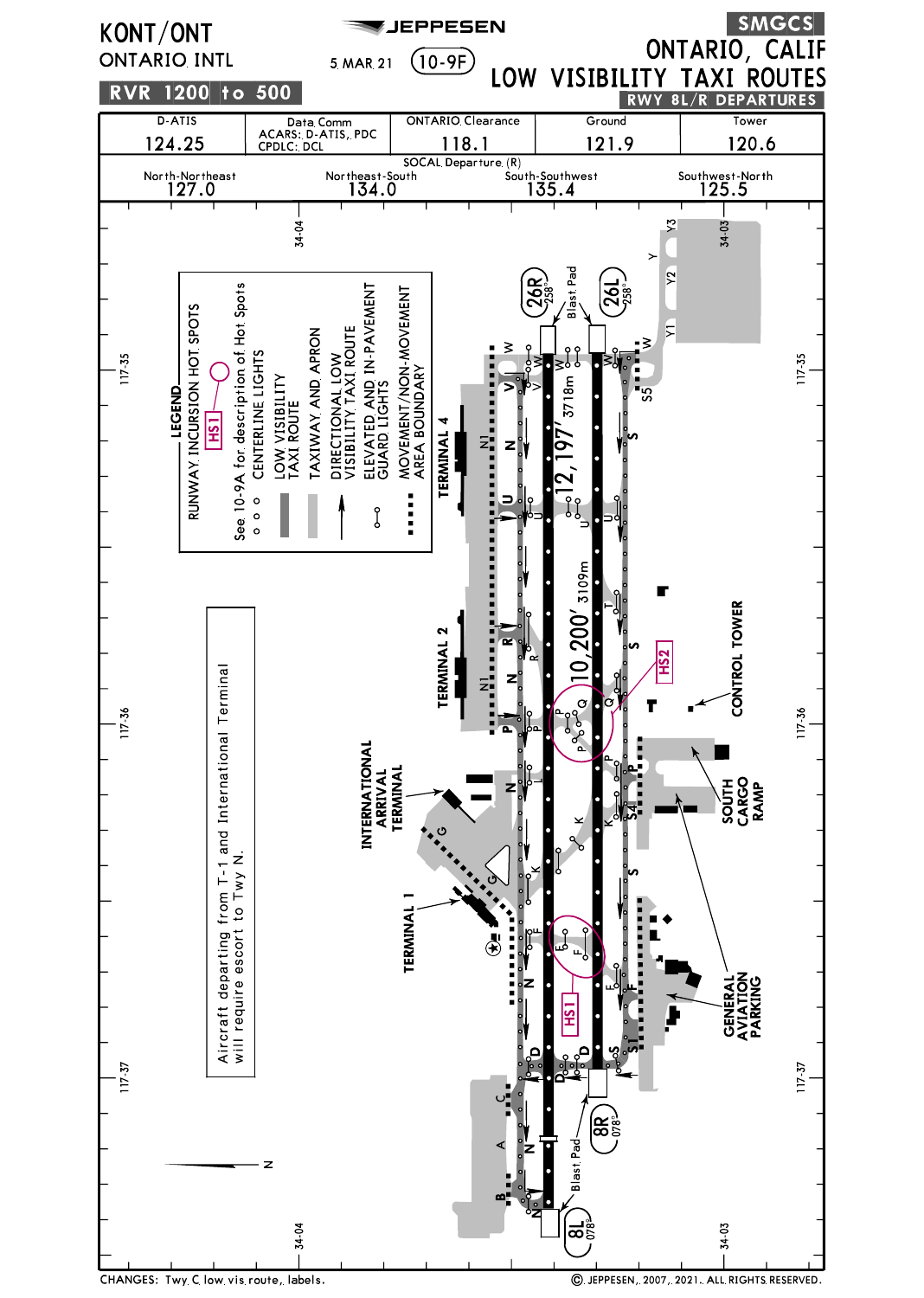KONT/ONT
ONTARIO INTL

JEPPESEN

5 MAR 21 (10-9F)

SMGCS

ONTARIO, CALIF

LOW VISIBILITY TAXI ROUTES

RVR 1200 to 500

RWY 8L/R DEPARTURES

| D-ATIS | Data Comm | ONTARIO Clearance | Ground | Tower |
|---|---|---|---|---|
| 124.25 | ACARS: D-ATIS, PDC CPDLC: DCL | 118.1 | 121.9 | 120.6 |

SOCAL Departure (R)

| North-Northeast | Northeast-South | South-Southwest | Southwest-North |
|---|---|---|---|
| 127.0 | 134.0 | 135.4 | 125.5 |

LEGEND

- RUNWAY INCURSION HOT SPOTS (HS1)
- See 10-9A for description of Hot Spots
- CENTERLINE LIGHTS
- LOW VISIBILITY TAXI ROUTE
- TAXIWAY AND APRON
- DIRECTIONAL LOW VISIBILITY TAXI ROUTE
- ELEVATED AND IN-PAVEMENT GUARD LIGHTS
- MOVEMENT/NON-MOVEMENT AREA BOUNDARY

Aircraft departing from T-1 and International Terminal will require escort to Twy N.

26R 258° | 26L 258° | 8R 078° | 8L 078° | Blast Pad | Blast Pad

12,197' 3718m | 10,200' 3109m

TERMINAL 4 | TERMINAL 2 | INTERNATIONAL ARRIVAL TERMINAL | TERMINAL 1 | CONTROL TOWER | SOUTH CARGO RAMP | GENERAL AVIATION PARKING

HS1 | HS2

117-35 | 117-36 | 117-37 | 34-04 | 34-03

CHANGES: Twy C low vis route, labels.

© JEPPESEN, 2007, 2021. ALL RIGHTS RESERVED.